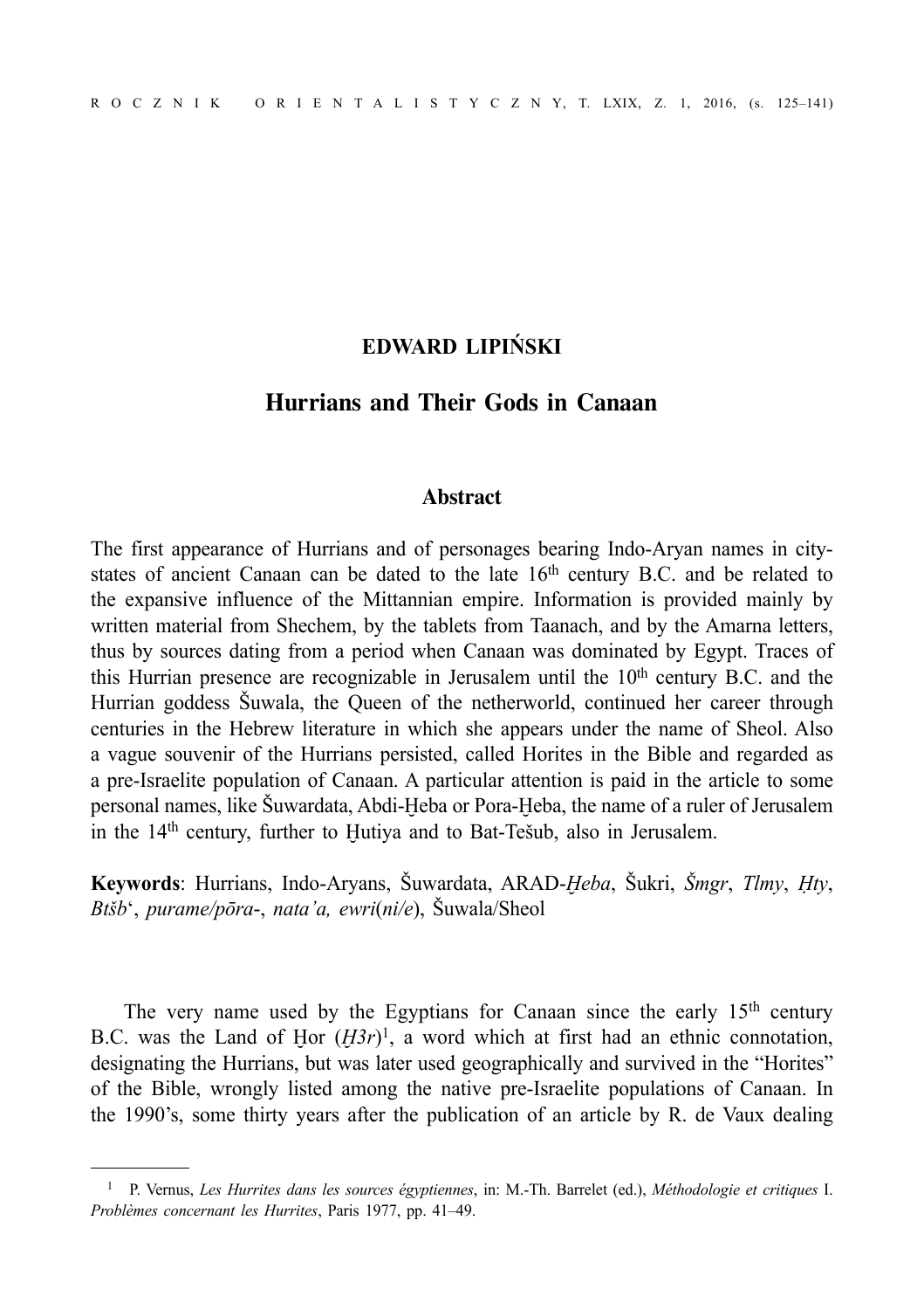**EDWARD LIPIŃSKI**

# Hurrians and Their Gods in Canaan

## Abstract

The first appearance of Hurrians and of personages bearing Indo-Aryan names in city-states of ancient Canaan can be dated to the late 16th century B.C. and be related to the expansive influence of the Mittannian empire. Information is provided mainly by written material from Shechem, by the tablets from Taanach, and by the Amarna letters, thus by sources dating from a period when Canaan was dominated by Egypt. Traces of this Hurrian presence are recognizable in Jerusalem until the 10th century B.C. and the Hurrian goddess Šuwala, the Queen of the netherworld, continued her career through centuries in the Hebrew literature in which she appears under the name of Sheol. Also a vague souvenir of the Hurrians persisted, called Horites in the Bible and regarded as a pre-Israelite population of Canaan. A particular attention is paid in the article to some personal names, like Šuwardata, Abdi-Ḫeba or Pora-Ḫeba, the name of a ruler of Jerusalem in the 14th century, further to Ḫutiya and to Bat-Tešub, also in Jerusalem.

**Keywords**: Hurrians, Indo-Aryans, Šuwardata, ARAD-*Ḫeba*, Šukri, *Šmgr*, *Tlmy*, *Ḥty*, *Btšb*ʿ, *purame/pōra-*, *nata'a, ewri*(*ni/e*), Šuwala/Sheol

The very name used by the Egyptians for Canaan since the early 15th century B.C. was the Land of Ḫor (*Ḫ3r*)[1], a word which at first had an ethnic connotation, designating the Hurrians, but was later used geographically and survived in the "Horites" of the Bible, wrongly listed among the native pre-Israelite populations of Canaan. In the 1990's, some thirty years after the publication of an article by R. de Vaux dealing

---

[1] P. Vernus, *Les Hurrites dans les sources égyptiennes*, in: M.-Th. Barrelet (ed.), *Méthodologie et critiques* I. *Problèmes concernant les Hurrites*, Paris 1977, pp. 41–49.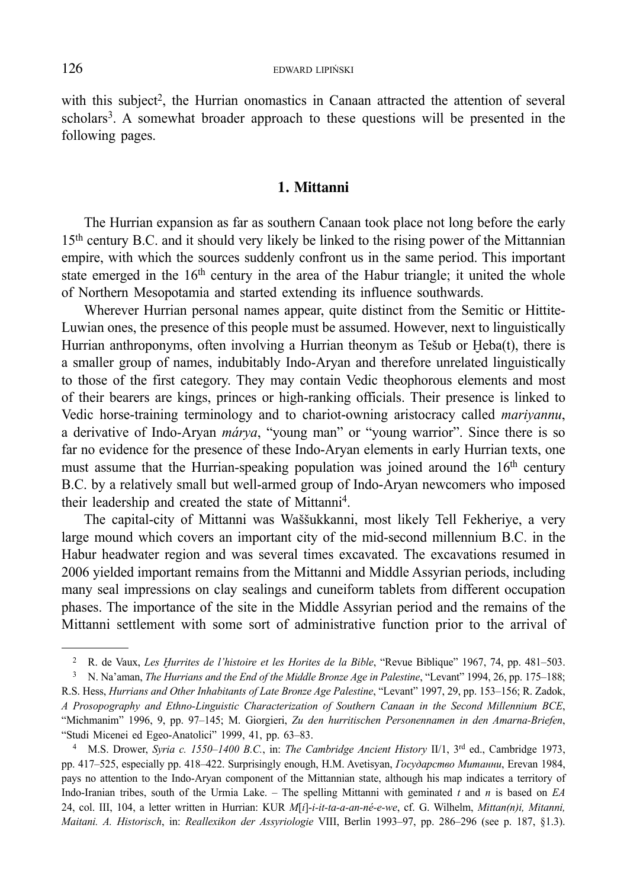with this subject[2], the Hurrian onomastics in Canaan attracted the attention of several scholars[3]. A somewhat broader approach to these questions will be presented in the following pages.

## 1. Mittanni

The Hurrian expansion as far as southern Canaan took place not long before the early 15th century B.C. and it should very likely be linked to the rising power of the Mittannian empire, with which the sources suddenly confront us in the same period. This important state emerged in the 16th century in the area of the Habur triangle; it united the whole of Northern Mesopotamia and started extending its influence southwards.

Wherever Hurrian personal names appear, quite distinct from the Semitic or Hittite-Luwian ones, the presence of this people must be assumed. However, next to linguistically Hurrian anthroponyms, often involving a Hurrian theonym as Tešub or Ḫeba(t), there is a smaller group of names, indubitably Indo-Aryan and therefore unrelated linguistically to those of the first category. They may contain Vedic theophorous elements and most of their bearers are kings, princes or high-ranking officials. Their presence is linked to Vedic horse-training terminology and to chariot-owning aristocracy called *mariyannu*, a derivative of Indo-Aryan *márya*, "young man" or "young warrior". Since there is so far no evidence for the presence of these Indo-Aryan elements in early Hurrian texts, one must assume that the Hurrian-speaking population was joined around the 16th century B.C. by a relatively small but well-armed group of Indo-Aryan newcomers who imposed their leadership and created the state of Mittanni[4].

The capital-city of Mittanni was Waššukkanni, most likely Tell Fekheriye, a very large mound which covers an important city of the mid-second millennium B.C. in the Habur headwater region and was several times excavated. The excavations resumed in 2006 yielded important remains from the Mittanni and Middle Assyrian periods, including many seal impressions on clay sealings and cuneiform tablets from different occupation phases. The importance of the site in the Middle Assyrian period and the remains of the Mittanni settlement with some sort of administrative function prior to the arrival of

---

[2] R. de Vaux, *Les Ḫurrites de l'histoire et les Horites de la Bible*, "Revue Biblique" 1967, 74, pp. 481–503.

[3] N. Na'aman, *The Hurrians and the End of the Middle Bronze Age in Palestine*, "Levant" 1994, 26, pp. 175–188; R.S. Hess, *Hurrians and Other Inhabitants of Late Bronze Age Palestine*, "Levant" 1997, 29, pp. 153–156; R. Zadok, *A Prosopography and Ethno-Linguistic Characterization of Southern Canaan in the Second Millennium BCE*, "Michmanim" 1996, 9, pp. 97–145; M. Giorgieri, *Zu den hurritischen Personennamen in den Amarna-Briefen*, "Studi Micenei ed Egeo-Anatolici" 1999, 41, pp. 63–83.

[4] M.S. Drower, *Syria c. 1550–1400 B.C.*, in: *The Cambridge Ancient History* II/1, 3rd ed., Cambridge 1973, pp. 417–525, especially pp. 418–422. Surprisingly enough, H.M. Avetisyan, *Государство Митанни*, Erevan 1984, pays no attention to the Indo-Aryan component of the Mittannian state, although his map indicates a territory of Indo-Iranian tribes, south of the Urmia Lake. – The spelling Mittanni with geminated *t* and *n* is based on *EA* 24, col. III, 104, a letter written in Hurrian: KUR *M*[*i*]-*i-it-ta-a-an-né-e-we*, cf. G. Wilhelm, *Mittan(n)i, Mitanni, Maitani. A. Historisch*, in: *Reallexikon der Assyriologie* VIII, Berlin 1993–97, pp. 286–296 (see p. 187, §1.3).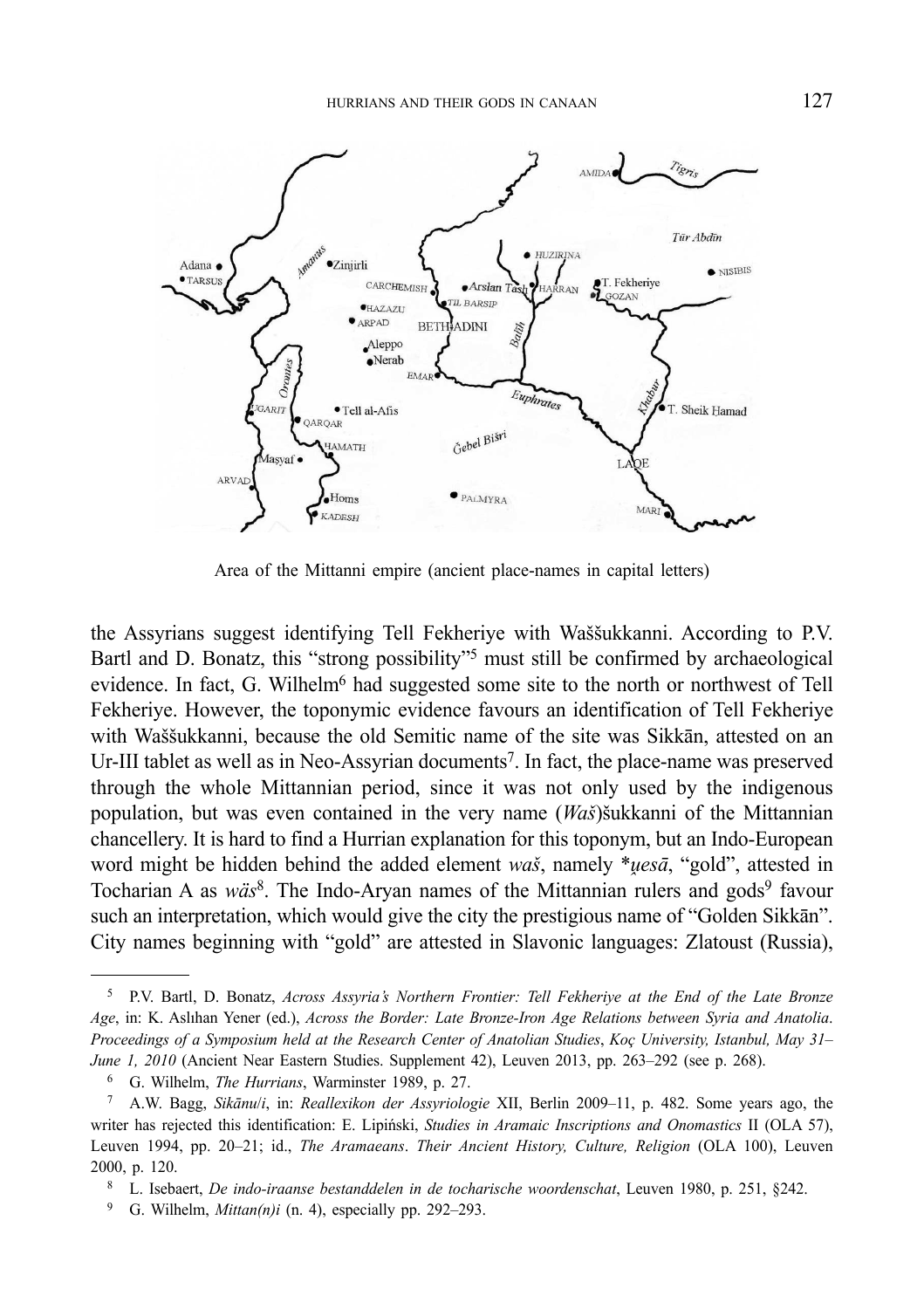Area of the Mittanni empire (ancient place-names in capital letters)

the Assyrians suggest identifying Tell Fekheriye with Waššukkanni. According to P.V. Bartl and D. Bonatz, this "strong possibility"[5] must still be confirmed by archaeological evidence. In fact, G. Wilhelm[6] had suggested some site to the north or northwest of Tell Fekheriye. However, the toponymic evidence favours an identification of Tell Fekheriye with Waššukkanni, because the old Semitic name of the site was Sikkān, attested on an Ur-III tablet as well as in Neo-Assyrian documents[7]. In fact, the place-name was preserved through the whole Mittannian period, since it was not only used by the indigenous population, but was even contained in the very name (*Waš*)šukkanni of the Mittannian chancellery. It is hard to find a Hurrian explanation for this toponym, but an Indo-European word might be hidden behind the added element *waš*, namely *\*u̯esā*, "gold", attested in Tocharian A as *wäs*[8]. The Indo-Aryan names of the Mittannian rulers and gods[9] favour such an interpretation, which would give the city the prestigious name of "Golden Sikkān". City names beginning with "gold" are attested in Slavonic languages: Zlatoust (Russia),

---

[5] P.V. Bartl, D. Bonatz, *Across Assyria's Northern Frontier: Tell Fekheriye at the End of the Late Bronze Age*, in: K. Aslıhan Yener (ed.), *Across the Border: Late Bronze-Iron Age Relations between Syria and Anatolia. Proceedings of a Symposium held at the Research Center of Anatolian Studies*, *Koç University, Istanbul, May 31–June 1, 2010* (Ancient Near Eastern Studies. Supplement 42), Leuven 2013, pp. 263–292 (see p. 268).

[6] G. Wilhelm, *The Hurrians*, Warminster 1989, p. 27.

[7] A.W. Bagg, *Sikānu/i*, in: *Reallexikon der Assyriologie* XII, Berlin 2009–11, p. 482. Some years ago, the writer has rejected this identification: E. Lipiński, *Studies in Aramaic Inscriptions and Onomastics* II (OLA 57), Leuven 1994, pp. 20–21; id., *The Aramaeans. Their Ancient History, Culture, Religion* (OLA 100), Leuven 2000, p. 120.

[8] L. Isebaert, *De indo-iraanse bestanddelen in de tocharische woordenschat*, Leuven 1980, p. 251, §242.

[9] G. Wilhelm, *Mittan(n)i* (n. 4), especially pp. 292–293.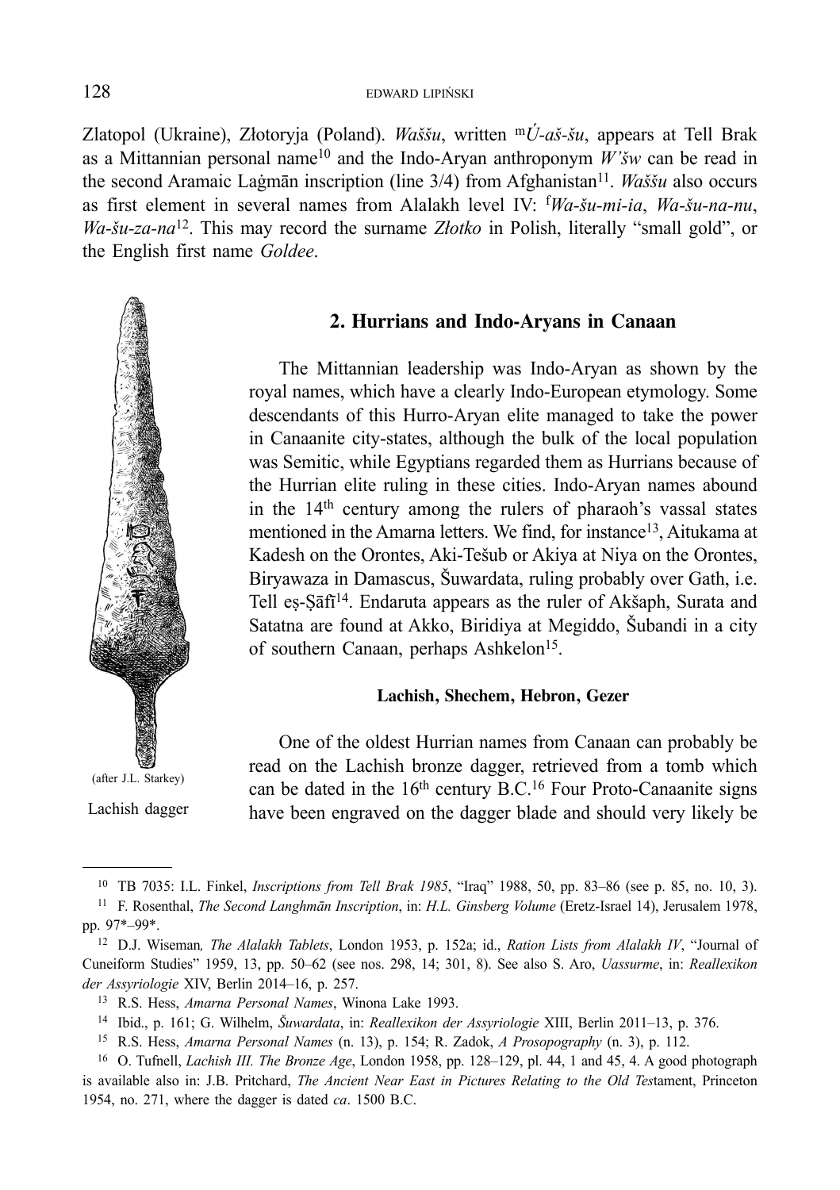Zlatopol (Ukraine), Złotoryja (Poland). *Waššu*, written ᵐ*Ú-aš-šu*, appears at Tell Brak as a Mittannian personal name[10] and the Indo-Aryan anthroponym *W'šw* can be read in the second Aramaic Laġmān inscription (line 3/4) from Afghanistan[11]. *Waššu* also occurs as first element in several names from Alalakh level IV: ᶠ*Wa-šu-mi-ia*, *Wa-šu-na-nu*, *Wa-šu-za-na*[12]. This may record the surname *Złotko* in Polish, literally "small gold", or the English first name *Goldee*.

(after J.L. Starkey)

Lachish dagger

## 2. Hurrians and Indo-Aryans in Canaan

The Mittannian leadership was Indo-Aryan as shown by the royal names, which have a clearly Indo-European etymology. Some descendants of this Hurro-Aryan elite managed to take the power in Canaanite city-states, although the bulk of the local population was Semitic, while Egyptians regarded them as Hurrians because of the Hurrian elite ruling in these cities. Indo-Aryan names abound in the 14th century among the rulers of pharaoh's vassal states mentioned in the Amarna letters. We find, for instance[13], Aitukama at Kadesh on the Orontes, Aki-Tešub or Akiya at Niya on the Orontes, Biryawaza in Damascus, Šuwardata, ruling probably over Gath, i.e. Tell eṣ-Ṣāfī[14]. Endaruta appears as the ruler of Akšaph, Surata and Satatna are found at Akko, Biridiya at Megiddo, Šubandi in a city of southern Canaan, perhaps Ashkelon[15].

### Lachish, Shechem, Hebron, Gezer

One of the oldest Hurrian names from Canaan can probably be read on the Lachish bronze dagger, retrieved from a tomb which can be dated in the 16th century B.C.[16] Four Proto-Canaanite signs have been engraved on the dagger blade and should very likely be

---

[10] TB 7035: I.L. Finkel, *Inscriptions from Tell Brak 1985*, "Iraq" 1988, 50, pp. 83–86 (see p. 85, no. 10, 3).

[11] F. Rosenthal, *The Second Langhmān Inscription*, in: *H.L. Ginsberg Volume* (Eretz-Israel 14), Jerusalem 1978, pp. 97*–99*.

[12] D.J. Wiseman*, The Alalakh Tablets*, London 1953, p. 152a; id., *Ration Lists from Alalakh IV*, "Journal of Cuneiform Studies" 1959, 13, pp. 50–62 (see nos. 298, 14; 301, 8). See also S. Aro, *Uassurme*, in: *Reallexikon der Assyriologie* XIV, Berlin 2014–16, p. 257.

[13] R.S. Hess, *Amarna Personal Names*, Winona Lake 1993.

[14] Ibid., p. 161; G. Wilhelm, *Šuwardata*, in: *Reallexikon der Assyriologie* XIII, Berlin 2011–13, p. 376.

[15] R.S. Hess, *Amarna Personal Names* (n. 13), p. 154; R. Zadok, *A Prosopography* (n. 3), p. 112.

[16] O. Tufnell, *Lachish III. The Bronze Age*, London 1958, pp. 128–129, pl. 44, 1 and 45, 4. A good photograph is available also in: J.B. Pritchard, *The Ancient Near East in Pictures Relating to the Old Testament*, Princeton 1954, no. 271, where the dagger is dated *ca*. 1500 B.C.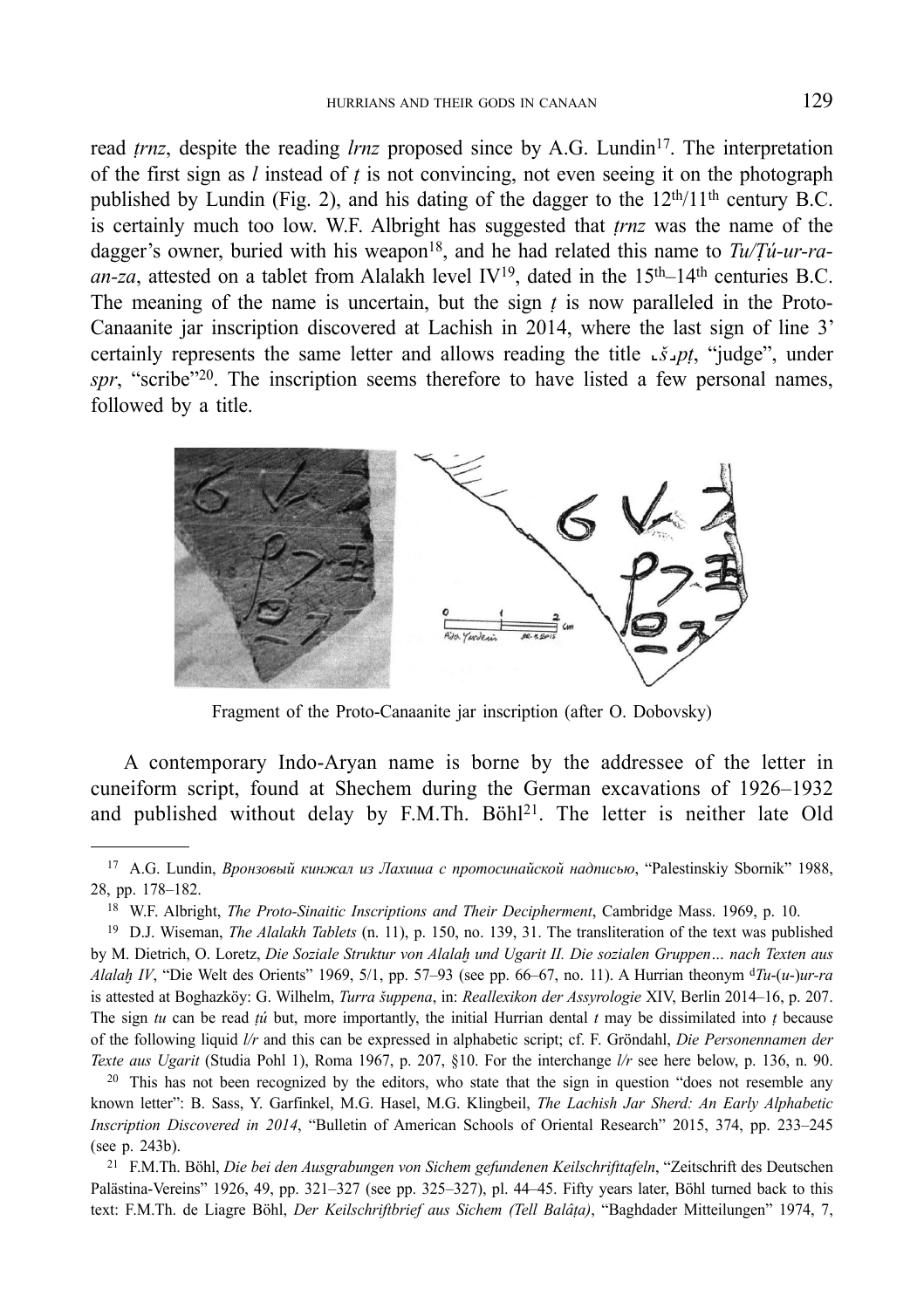read *ṭrnz*, despite the reading *lrnz* proposed since by A.G. Lundin[17]. The interpretation of the first sign as *l* instead of *ṭ* is not convincing, not even seeing it on the photograph published by Lundin (Fig. 2), and his dating of the dagger to the 12th/11th century B.C. is certainly much too low. W.F. Albright has suggested that *ṭrnz* was the name of the dagger's owner, buried with his weapon[18], and he had related this name to *Tu/Ṭú-ur-ra-an-za*, attested on a tablet from Alalakh level IV[19], dated in the 15th–14th centuries B.C. The meaning of the name is uncertain, but the sign *ṭ* is now paralleled in the Proto-Canaanite jar inscription discovered at Lachish in 2014, where the last sign of line 3' certainly represents the same letter and allows reading the title ⸤*š*⸥*pṭ*, "judge", under *spr*, "scribe"[20]. The inscription seems therefore to have listed a few personal names, followed by a title.

Fragment of the Proto-Canaanite jar inscription (after O. Dobovsky)

A contemporary Indo-Aryan name is borne by the addressee of the letter in cuneiform script, found at Shechem during the German excavations of 1926–1932 and published without delay by F.M.Th. Böhl[21]. The letter is neither late Old

---

[17] A.G. Lundin, *Вронзовый кинжал из Лахиша с протосинайской надписью*, "Palestinskiy Sbornik" 1988, 28, pp. 178–182.

[18] W.F. Albright, *The Proto-Sinaitic Inscriptions and Their Decipherment*, Cambridge Mass. 1969, p. 10.

[19] D.J. Wiseman, *The Alalakh Tablets* (n. 11), p. 150, no. 139, 31. The transliteration of the text was published by M. Dietrich, O. Loretz, *Die Soziale Struktur von Alalaḫ und Ugarit II. Die sozialen Gruppen… nach Texten aus Alalaḫ IV*, "Die Welt des Orients" 1969, 5/1, pp. 57–93 (see pp. 66–67, no. 11). A Hurrian theonym ᵈ*Tu*-(*u*-)*ur-ra* is attested at Boghazköy: G. Wilhelm, *Turra šuppena*, in: *Reallexikon der Assyrologie* XIV, Berlin 2014–16, p. 207. The sign *tu* can be read *ṭú* but, more importantly, the initial Hurrian dental *t* may be dissimilated into *ṭ* because of the following liquid *l/r* and this can be expressed in alphabetic script; cf. F. Gröndahl, *Die Personennamen der Texte aus Ugarit* (Studia Pohl 1), Roma 1967, p. 207, §10. For the interchange *l/r* see here below, p. 136, n. 90.

[20] This has not been recognized by the editors, who state that the sign in question "does not resemble any known letter": B. Sass, Y. Garfinkel, M.G. Hasel, M.G. Klingbeil, *The Lachish Jar Sherd: An Early Alphabetic Inscription Discovered in 2014*, "Bulletin of American Schools of Oriental Research" 2015, 374, pp. 233–245 (see p. 243b).

[21] F.M.Th. Böhl, *Die bei den Ausgrabungen von Sichem gefundenen Keilschrifttafeln*, "Zeitschrift des Deutschen Palästina-Vereins" 1926, 49, pp. 321–327 (see pp. 325–327), pl. 44–45. Fifty years later, Böhl turned back to this text: F.M.Th. de Liagre Böhl, *Der Keilschriftbrief aus Sichem (Tell Balâṭa)*, "Baghdader Mitteilungen" 1974, 7,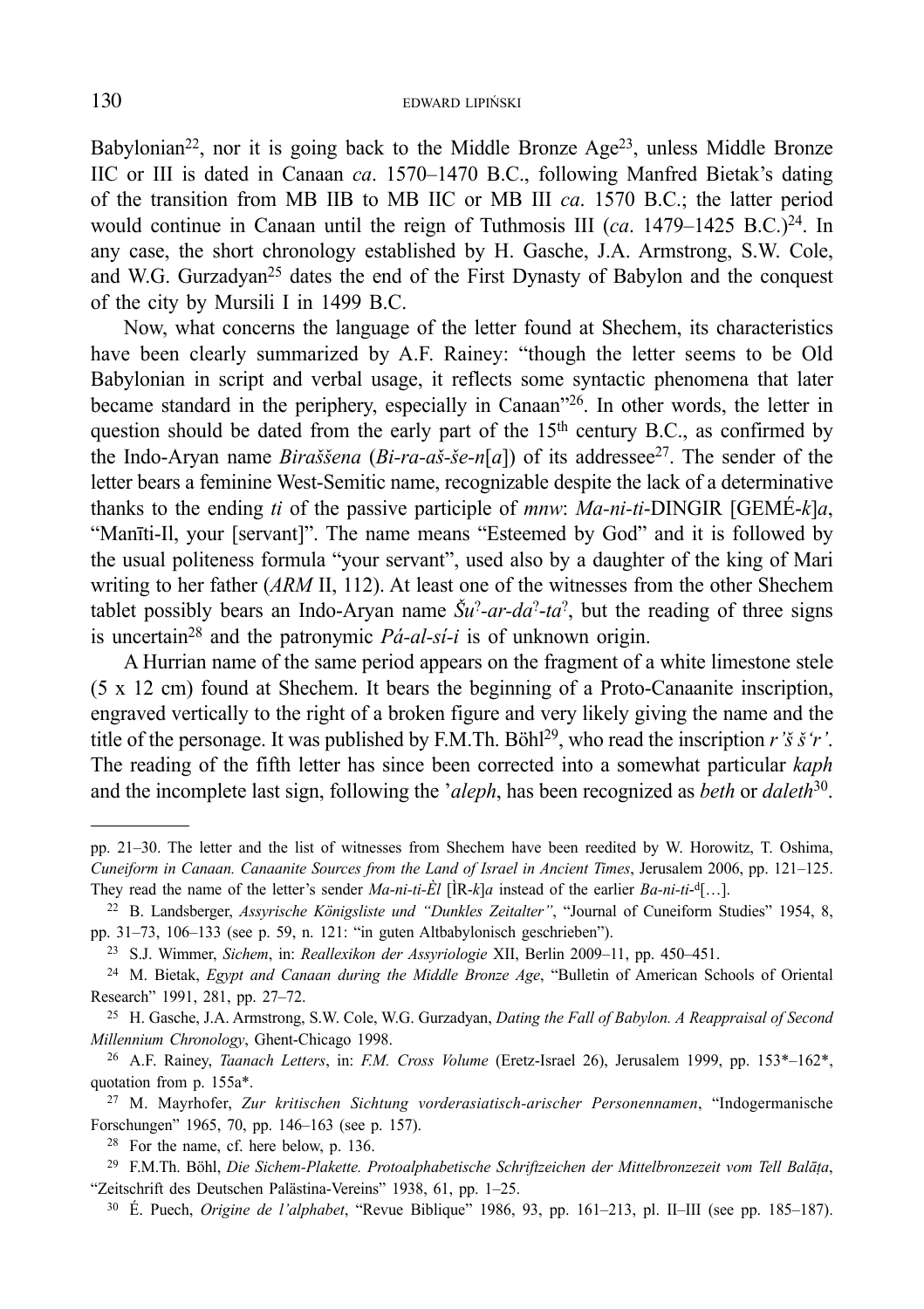Babylonian[22], nor it is going back to the Middle Bronze Age[23], unless Middle Bronze IIC or III is dated in Canaan *ca*. 1570–1470 B.C., following Manfred Bietak's dating of the transition from MB IIB to MB IIC or MB III *ca*. 1570 B.C.; the latter period would continue in Canaan until the reign of Tuthmosis III (*ca*. 1479–1425 B.C.)[24]. In any case, the short chronology established by H. Gasche, J.A. Armstrong, S.W. Cole, and W.G. Gurzadyan[25] dates the end of the First Dynasty of Babylon and the conquest of the city by Mursili I in 1499 B.C.

Now, what concerns the language of the letter found at Shechem, its characteristics have been clearly summarized by A.F. Rainey: "though the letter seems to be Old Babylonian in script and verbal usage, it reflects some syntactic phenomena that later became standard in the periphery, especially in Canaan"[26]. In other words, the letter in question should be dated from the early part of the 15th century B.C., as confirmed by the Indo-Aryan name *Biraššena* (*Bi-ra-aš-še-n*[*a*]) of its addressee[27]. The sender of the letter bears a feminine West-Semitic name, recognizable despite the lack of a determinative thanks to the ending *ti* of the passive participle of *mnw*: *Ma-ni-ti*-DINGIR [GEMÉ-*k*]*a*, "Manīti-Il, your [servant]". The name means "Esteemed by God" and it is followed by the usual politeness formula "your servant", used also by a daughter of the king of Mari writing to her father (*ARM* II, 112). At least one of the witnesses from the other Shechem tablet possibly bears an Indo-Aryan name *Šu*?*-ar-da*?*-ta*?, but the reading of three signs is uncertain[28] and the patronymic *Pá-al-sí-i* is of unknown origin.

A Hurrian name of the same period appears on the fragment of a white limestone stele (5 x 12 cm) found at Shechem. It bears the beginning of a Proto-Canaanite inscription, engraved vertically to the right of a broken figure and very likely giving the name and the title of the personage. It was published by F.M.Th. Böhl[29], who read the inscription *r'š š'r'*. The reading of the fifth letter has since been corrected into a somewhat particular *kaph* and the incomplete last sign, following the '*aleph*, has been recognized as *beth* or *daleth*[30].

---

pp. 21–30. The letter and the list of witnesses from Shechem have been reedited by W. Horowitz, T. Oshima, *Cuneiform in Canaan. Canaanite Sources from the Land of Israel in Ancient Times*, Jerusalem 2006, pp. 121–125. They read the name of the letter's sender *Ma-ni-ti-Èl* [ÌR-*k*]*a* instead of the earlier *Ba-ni-ti-*ᵈ[…].

[22] B. Landsberger, *Assyrische Königsliste und "Dunkles Zeitalter"*, "Journal of Cuneiform Studies" 1954, 8, pp. 31–73, 106–133 (see p. 59, n. 121: "in guten Altbabylonisch geschrieben").

[23] S.J. Wimmer, *Sichem*, in: *Reallexikon der Assyriologie* XII, Berlin 2009–11, pp. 450–451.

[24] M. Bietak, *Egypt and Canaan during the Middle Bronze Age*, "Bulletin of American Schools of Oriental Research" 1991, 281, pp. 27–72.

[25] H. Gasche, J.A. Armstrong, S.W. Cole, W.G. Gurzadyan, *Dating the Fall of Babylon. A Reappraisal of Second Millennium Chronology*, Ghent-Chicago 1998.

[26] A.F. Rainey, *Taanach Letters*, in: *F.M. Cross Volume* (Eretz-Israel 26), Jerusalem 1999, pp. 153*–162*, quotation from p. 155a*.

[27] M. Mayrhofer, *Zur kritischen Sichtung vorderasiatisch-arischer Personennamen*, "Indogermanische Forschungen" 1965, 70, pp. 146–163 (see p. 157).

[28] For the name, cf. here below, p. 136.

[29] F.M.Th. Böhl, *Die Sichem-Plakette. Protoalphabetische Schriftzeichen der Mittelbronzezeit vom Tell Balāṭa*, "Zeitschrift des Deutschen Palästina-Vereins" 1938, 61, pp. 1–25.

[30] É. Puech, *Origine de l'alphabet*, "Revue Biblique" 1986, 93, pp. 161–213, pl. II–III (see pp. 185–187).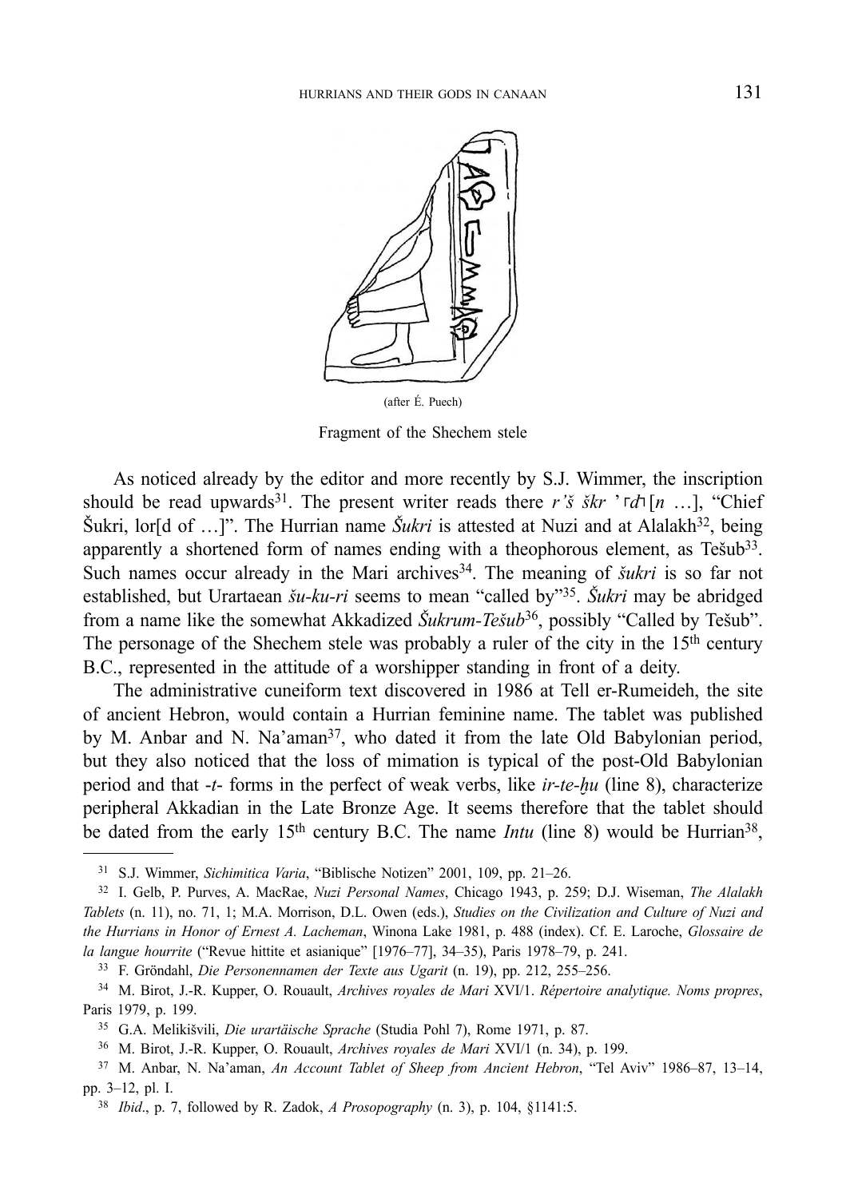(after É. Puech)

Fragment of the Shechem stele

As noticed already by the editor and more recently by S.J. Wimmer, the inscription should be read upwards[31]. The present writer reads there *r'š škr* '⌜*d*⌝[*n* …], "Chief Šukri, lor[d of …]". The Hurrian name *Šukri* is attested at Nuzi and at Alalakh[32], being apparently a shortened form of names ending with a theophorous element, as Tešub[33]. Such names occur already in the Mari archives[34]. The meaning of *šukri* is so far not established, but Urartaean *šu-ku-ri* seems to mean "called by"[35]. *Šukri* may be abridged from a name like the somewhat Akkadized *Šukrum-Tešub*[36], possibly "Called by Tešub". The personage of the Shechem stele was probably a ruler of the city in the 15th century B.C., represented in the attitude of a worshipper standing in front of a deity.

The administrative cuneiform text discovered in 1986 at Tell er-Rumeideh, the site of ancient Hebron, would contain a Hurrian feminine name. The tablet was published by M. Anbar and N. Na'aman[37], who dated it from the late Old Babylonian period, but they also noticed that the loss of mimation is typical of the post-Old Babylonian period and that -*t*- forms in the perfect of weak verbs, like *ir-te-ḫu* (line 8), characterize peripheral Akkadian in the Late Bronze Age. It seems therefore that the tablet should be dated from the early 15th century B.C. The name *Intu* (line 8) would be Hurrian[38],

---

[31] S.J. Wimmer, *Sichimitica Varia*, "Biblische Notizen" 2001, 109, pp. 21–26.

[32] I. Gelb, P. Purves, A. MacRae, *Nuzi Personal Names*, Chicago 1943, p. 259; D.J. Wiseman, *The Alalakh Tablets* (n. 11), no. 71, 1; M.A. Morrison, D.L. Owen (eds.), *Studies on the Civilization and Culture of Nuzi and the Hurrians in Honor of Ernest A. Lacheman*, Winona Lake 1981, p. 488 (index). Cf. E. Laroche, *Glossaire de la langue hourrite* ("Revue hittite et asianique" [1976–77], 34–35), Paris 1978–79, p. 241.

[33] F. Gröndahl, *Die Personennamen der Texte aus Ugarit* (n. 19), pp. 212, 255–256.

[34] M. Birot, J.-R. Kupper, O. Rouault, *Archives royales de Mari* XVI/1. *Répertoire analytique. Noms propres*, Paris 1979, p. 199.

[35] G.A. Melikišvili, *Die urartäische Sprache* (Studia Pohl 7), Rome 1971, p. 87.

[36] M. Birot, J.-R. Kupper, O. Rouault, *Archives royales de Mari* XVI/1 (n. 34), p. 199.

[37] M. Anbar, N. Na'aman, *An Account Tablet of Sheep from Ancient Hebron*, "Tel Aviv" 1986–87, 13–14, pp. 3–12, pl. I.

[38] *Ibid*., p. 7, followed by R. Zadok, *A Prosopography* (n. 3), p. 104, §1141:5.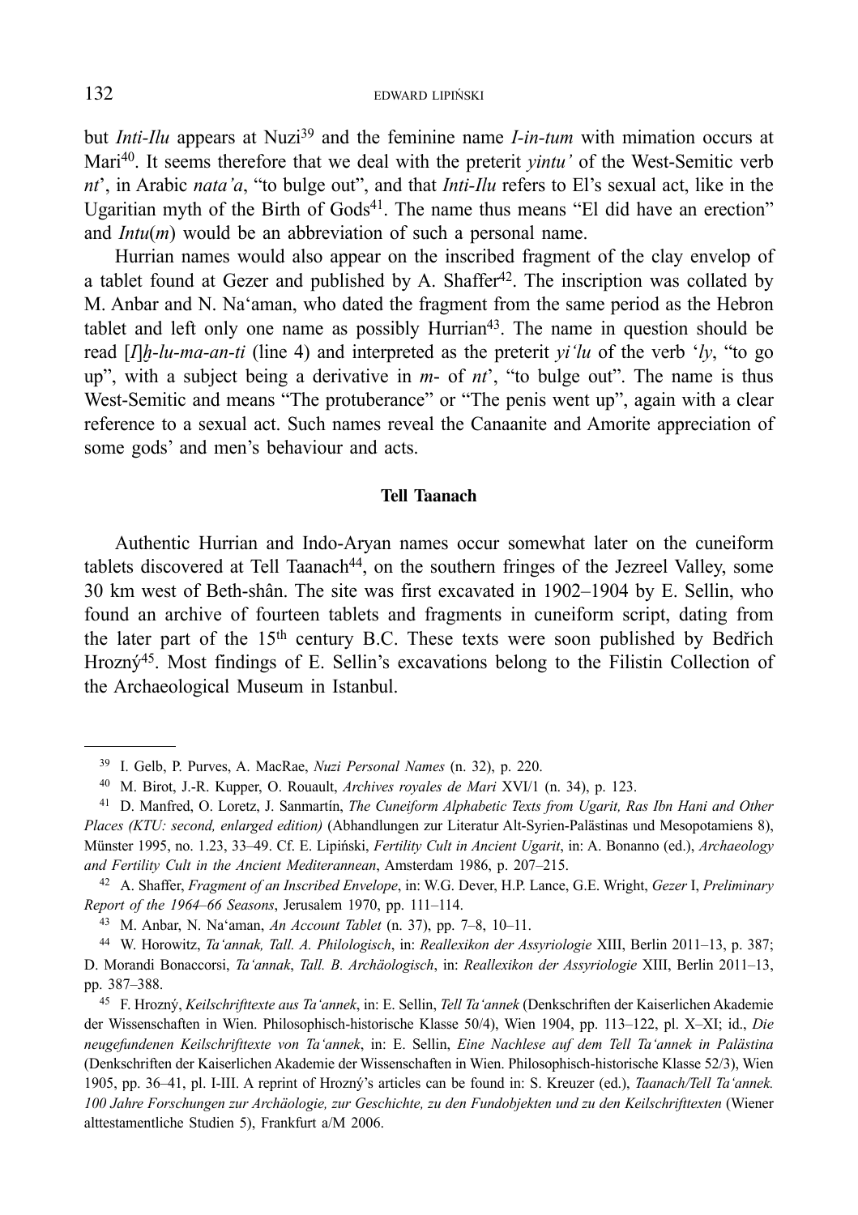but *Inti-Ilu* appears at Nuzi[39] and the feminine name *I-in-tum* with mimation occurs at Mari[40]. It seems therefore that we deal with the preterit *yintu'* of the West-Semitic verb *nt*', in Arabic *nata'a*, "to bulge out", and that *Inti-Ilu* refers to El's sexual act, like in the Ugaritian myth of the Birth of Gods[41]. The name thus means "El did have an erection" and *Intu*(*m*) would be an abbreviation of such a personal name.

Hurrian names would also appear on the inscribed fragment of the clay envelop of a tablet found at Gezer and published by A. Shaffer[42]. The inscription was collated by M. Anbar and N. Na'aman, who dated the fragment from the same period as the Hebron tablet and left only one name as possibly Hurrian[43]. The name in question should be read [*I*]*ḫ-lu-ma-an-ti* (line 4) and interpreted as the preterit *yi'lu* of the verb '*ly*, "to go up", with a subject being a derivative in *m*- of *nt*', "to bulge out". The name is thus West-Semitic and means "The protuberance" or "The penis went up", again with a clear reference to a sexual act. Such names reveal the Canaanite and Amorite appreciation of some gods' and men's behaviour and acts.

## Tell Taanach

Authentic Hurrian and Indo-Aryan names occur somewhat later on the cuneiform tablets discovered at Tell Taanach[44], on the southern fringes of the Jezreel Valley, some 30 km west of Beth-shân. The site was first excavated in 1902–1904 by E. Sellin, who found an archive of fourteen tablets and fragments in cuneiform script, dating from the later part of the 15th century B.C. These texts were soon published by Bedřich Hrozný[45]. Most findings of E. Sellin's excavations belong to the Filistin Collection of the Archaeological Museum in Istanbul.

---

[39] I. Gelb, P. Purves, A. MacRae, *Nuzi Personal Names* (n. 32), p. 220.

[40] M. Birot, J.-R. Kupper, O. Rouault, *Archives royales de Mari* XVI/1 (n. 34), p. 123.

[41] D. Manfred, O. Loretz, J. Sanmartín, *The Cuneiform Alphabetic Texts from Ugarit, Ras Ibn Hani and Other Places (KTU: second, enlarged edition)* (Abhandlungen zur Literatur Alt-Syrien-Palästinas und Mesopotamiens 8), Münster 1995, no. 1.23, 33–49. Cf. E. Lipiński, *Fertility Cult in Ancient Ugarit*, in: A. Bonanno (ed.), *Archaeology and Fertility Cult in the Ancient Mediterranean*, Amsterdam 1986, p. 207–215.

[42] A. Shaffer, *Fragment of an Inscribed Envelope*, in: W.G. Dever, H.P. Lance, G.E. Wright, *Gezer* I, *Preliminary Report of the 1964–66 Seasons*, Jerusalem 1970, pp. 111–114.

[43] M. Anbar, N. Na'aman, *An Account Tablet* (n. 37), pp. 7–8, 10–11.

[44] W. Horowitz, *Ta'annak, Tall. A. Philologisch*, in: *Reallexikon der Assyriologie* XIII, Berlin 2011–13, p. 387; D. Morandi Bonaccorsi, *Ta'annak*, *Tall. B. Archäologisch*, in: *Reallexikon der Assyriologie* XIII, Berlin 2011–13, pp. 387–388.

[45] F. Hrozný, *Keilschrifttexte aus Ta'annek*, in: E. Sellin, *Tell Ta'annek* (Denkschriften der Kaiserlichen Akademie der Wissenschaften in Wien. Philosophisch-historische Klasse 50/4), Wien 1904, pp. 113–122, pl. X–XI; id., *Die neugefundenen Keilschrifttexte von Ta'annek*, in: E. Sellin, *Eine Nachlese auf dem Tell Ta'annek in Palästina* (Denkschriften der Kaiserlichen Akademie der Wissenschaften in Wien. Philosophisch-historische Klasse 52/3), Wien 1905, pp. 36–41, pl. I-III. A reprint of Hrozný's articles can be found in: S. Kreuzer (ed.), *Taanach/Tell Ta'annek. 100 Jahre Forschungen zur Archäologie, zur Geschichte, zu den Fundobjekten und zu den Keilschrifttexten* (Wiener alttestamentliche Studien 5), Frankfurt a/M 2006.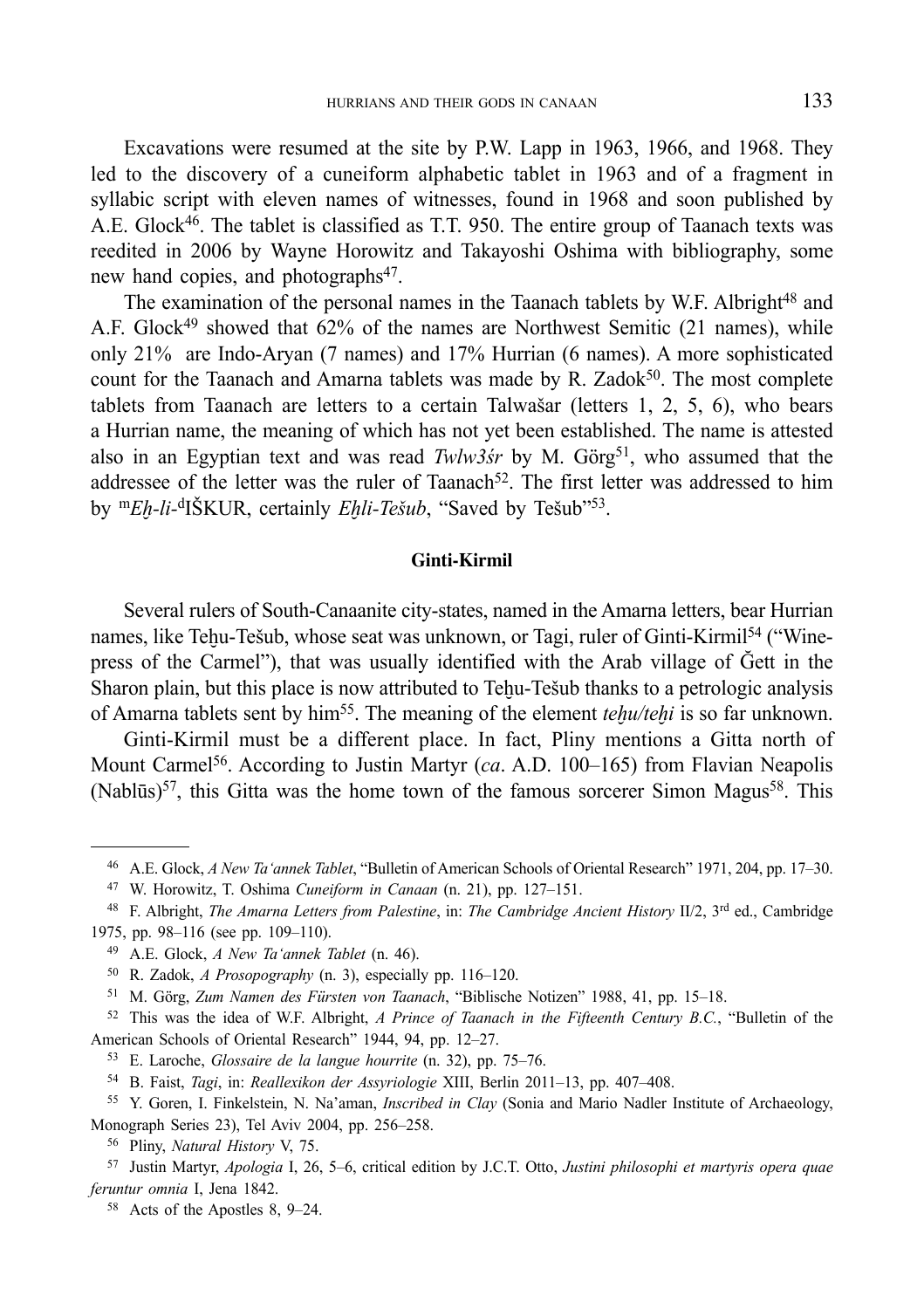Excavations were resumed at the site by P.W. Lapp in 1963, 1966, and 1968. They led to the discovery of a cuneiform alphabetic tablet in 1963 and of a fragment in syllabic script with eleven names of witnesses, found in 1968 and soon published by A.E. Glock[46]. The tablet is classified as T.T. 950. The entire group of Taanach texts was reedited in 2006 by Wayne Horowitz and Takayoshi Oshima with bibliography, some new hand copies, and photographs[47].

The examination of the personal names in the Taanach tablets by W.F. Albright[48] and A.F. Glock[49] showed that 62% of the names are Northwest Semitic (21 names), while only 21% are Indo-Aryan (7 names) and 17% Hurrian (6 names). A more sophisticated count for the Taanach and Amarna tablets was made by R. Zadok[50]. The most complete tablets from Taanach are letters to a certain Talwašar (letters 1, 2, 5, 6), who bears a Hurrian name, the meaning of which has not yet been established. The name is attested also in an Egyptian text and was read *Twlw3śr* by M. Görg[51], who assumed that the addressee of the letter was the ruler of Taanach[52]. The first letter was addressed to him by ᵐ*Eḫ-li-*ᵈIŠKUR, certainly *Eḫli-Tešub*, "Saved by Tešub"[53].

## Ginti-Kirmil

Several rulers of South-Canaanite city-states, named in the Amarna letters, bear Hurrian names, like Teḫu-Tešub, whose seat was unknown, or Tagi, ruler of Ginti-Kirmil[54] ("Winepress of the Carmel"), that was usually identified with the Arab village of Ğett in the Sharon plain, but this place is now attributed to Teḫu-Tešub thanks to a petrologic analysis of Amarna tablets sent by him[55]. The meaning of the element *teḫu/teḫi* is so far unknown.

Ginti-Kirmil must be a different place. In fact, Pliny mentions a Gitta north of Mount Carmel[56]. According to Justin Martyr (*ca*. A.D. 100–165) from Flavian Neapolis (Nablūs)[57], this Gitta was the home town of the famous sorcerer Simon Magus[58]. This

---

[46] A.E. Glock, *A New Ta'annek Tablet*, "Bulletin of American Schools of Oriental Research" 1971, 204, pp. 17–30.

[47] W. Horowitz, T. Oshima *Cuneiform in Canaan* (n. 21), pp. 127–151.

[48] F. Albright, *The Amarna Letters from Palestine*, in: *The Cambridge Ancient History* II/2, 3rd ed., Cambridge 1975, pp. 98–116 (see pp. 109–110).

[49] A.E. Glock, *A New Ta'annek Tablet* (n. 46).

[50] R. Zadok, *A Prosopography* (n. 3), especially pp. 116–120.

[51] M. Görg, *Zum Namen des Fürsten von Taanach*, "Biblische Notizen" 1988, 41, pp. 15–18.

[52] This was the idea of W.F. Albright, *A Prince of Taanach in the Fifteenth Century B.C.*, "Bulletin of the American Schools of Oriental Research" 1944, 94, pp. 12–27.

[53] E. Laroche, *Glossaire de la langue hourrite* (n. 32), pp. 75–76.

[54] B. Faist, *Tagi*, in: *Reallexikon der Assyriologie* XIII, Berlin 2011–13, pp. 407–408.

[55] Y. Goren, I. Finkelstein, N. Na'aman, *Inscribed in Clay* (Sonia and Mario Nadler Institute of Archaeology, Monograph Series 23), Tel Aviv 2004, pp. 256–258.

[56] Pliny, *Natural History* V, 75.

[57] Justin Martyr, *Apologia* I, 26, 5–6, critical edition by J.C.T. Otto, *Justini philosophi et martyris opera quae feruntur omnia* I, Jena 1842.

[58] Acts of the Apostles 8, 9–24.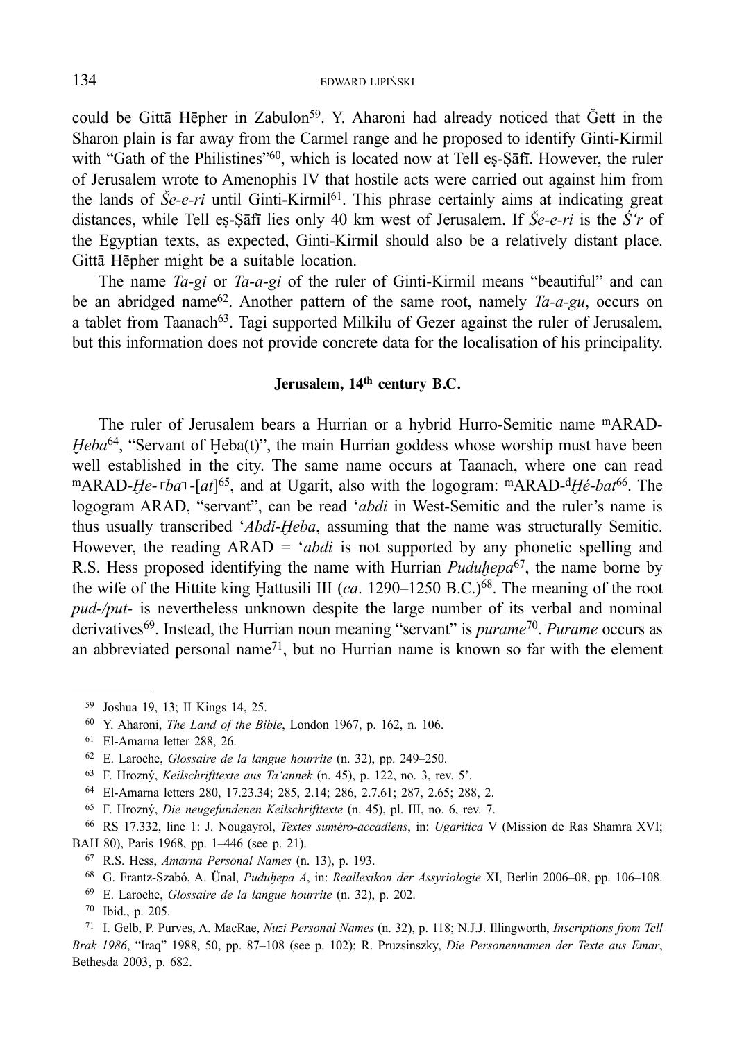could be Gittā Hēpher in Zabulon[59]. Y. Aharoni had already noticed that Ğett in the Sharon plain is far away from the Carmel range and he proposed to identify Ginti-Kirmil with "Gath of the Philistines"[60], which is located now at Tell eṣ-Ṣāfī. However, the ruler of Jerusalem wrote to Amenophis IV that hostile acts were carried out against him from the lands of *Še-e-ri* until Ginti-Kirmil[61]. This phrase certainly aims at indicating great distances, while Tell eṣ-Ṣāfī lies only 40 km west of Jerusalem. If *Še-e-ri* is the *Ś'r* of the Egyptian texts, as expected, Ginti-Kirmil should also be a relatively distant place. Gittā Hēpher might be a suitable location.

The name *Ta-gi* or *Ta-a-gi* of the ruler of Ginti-Kirmil means "beautiful" and can be an abridged name[62]. Another pattern of the same root, namely *Ta-a-gu*, occurs on a tablet from Taanach[63]. Tagi supported Milkilu of Gezer against the ruler of Jerusalem, but this information does not provide concrete data for the localisation of his principality.

## Jerusalem, 14th century B.C.

The ruler of Jerusalem bears a Hurrian or a hybrid Hurro-Semitic name ᵐARAD-*Ḫeba*[64], "Servant of Ḫeba(t)", the main Hurrian goddess whose worship must have been well established in the city. The same name occurs at Taanach, where one can read ᵐARAD-*Ḫe-*⌜*ba*⌝-[*at*][65], and at Ugarit, also with the logogram: ᵐARAD-ᵈ*Ḫé-bat*[66]. The logogram ARAD, "servant", can be read '*abdi* in West-Semitic and the ruler's name is thus usually transcribed '*Abdi-Ḫeba*, assuming that the name was structurally Semitic. However, the reading ARAD = '*abdi* is not supported by any phonetic spelling and R.S. Hess proposed identifying the name with Hurrian *Puduḫepa*[67], the name borne by the wife of the Hittite king Ḫattusili III (*ca*. 1290–1250 B.C.)[68]. The meaning of the root *pud-/put-* is nevertheless unknown despite the large number of its verbal and nominal derivatives[69]. Instead, the Hurrian noun meaning "servant" is *purame*[70]. *Purame* occurs as an abbreviated personal name[71], but no Hurrian name is known so far with the element

---

[59] Joshua 19, 13; II Kings 14, 25.

[60] Y. Aharoni, *The Land of the Bible*, London 1967, p. 162, n. 106.

[61] El-Amarna letter 288, 26.

[62] E. Laroche, *Glossaire de la langue hourrite* (n. 32), pp. 249–250.

[63] F. Hrozný, *Keilschrifttexte aus Ta'annek* (n. 45), p. 122, no. 3, rev. 5'.

[64] El-Amarna letters 280, 17.23.34; 285, 2.14; 286, 2.7.61; 287, 2.65; 288, 2.

[65] F. Hrozný, *Die neugefundenen Keilschrifttexte* (n. 45), pl. III, no. 6, rev. 7.

[66] RS 17.332, line 1: J. Nougayrol, *Textes suméro-accadiens*, in: *Ugaritica* V (Mission de Ras Shamra XVI; BAH 80), Paris 1968, pp. 1–446 (see p. 21).

[67] R.S. Hess, *Amarna Personal Names* (n. 13), p. 193.

[68] G. Frantz-Szabó, A. Ünal, *Puduḫepa A*, in: *Reallexikon der Assyriologie* XI, Berlin 2006–08, pp. 106–108.

[69] E. Laroche, *Glossaire de la langue hourrite* (n. 32), p. 202.

[70] Ibid., p. 205.

[71] I. Gelb, P. Purves, A. MacRae, *Nuzi Personal Names* (n. 32), p. 118; N.J.J. Illingworth, *Inscriptions from Tell Brak 1986*, "Iraq" 1988, 50, pp. 87–108 (see p. 102); R. Pruzsinszky, *Die Personennamen der Texte aus Emar*, Bethesda 2003, p. 682.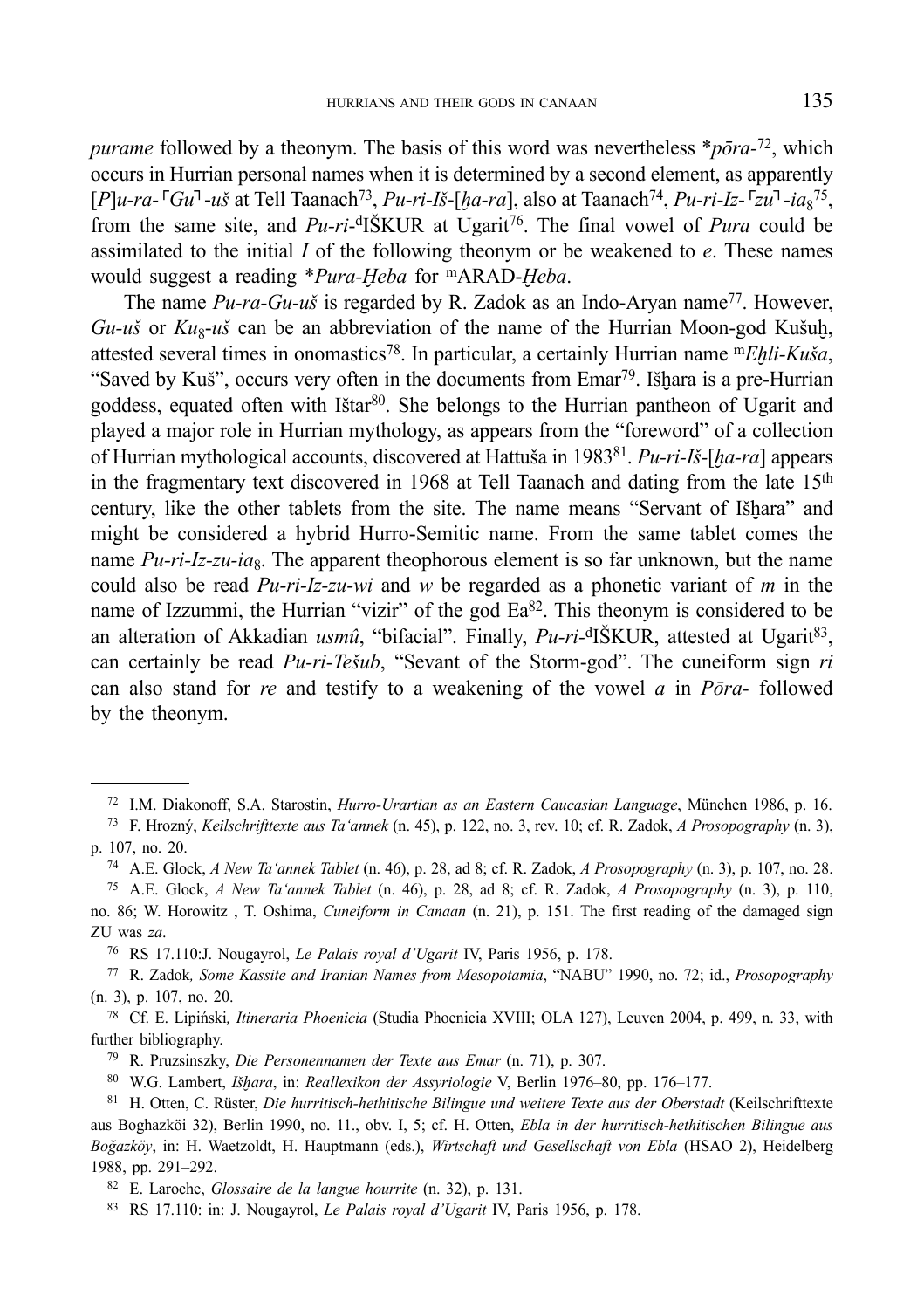*purame* followed by a theonym. The basis of this word was nevertheless **pōra*-[72], which occurs in Hurrian personal names when it is determined by a second element, as apparently [*P*]*u-ra-*⌜*Gu*⌝*-uš* at Tell Taanach[73], *Pu-ri-Iš-*[*ḫa-ra*], also at Taanach[74], *Pu-ri-Iz-*⌜*zu*⌝*-ia*$_8$[75], from the same site, and *Pu-ri-*$^d$IŠKUR at Ugarit[76]. The final vowel of *Pura* could be assimilated to the initial *I* of the following theonym or be weakened to *e*. These names would suggest a reading **Pura-Ḫeba* for $^m$ARAD-*Ḫeba*.

The name *Pu-ra-Gu-uš* is regarded by R. Zadok as an Indo-Aryan name[77]. However, *Gu-uš* or *Ku*$_8$*-uš* can be an abbreviation of the name of the Hurrian Moon-god Kušuḫ, attested several times in onomastics[78]. In particular, a certainly Hurrian name $^m$*Eḫli-Kuša*, "Saved by Kuš", occurs very often in the documents from Emar[79]. Išḫara is a pre-Hurrian goddess, equated often with Ištar[80]. She belongs to the Hurrian pantheon of Ugarit and played a major role in Hurrian mythology, as appears from the "foreword" of a collection of Hurrian mythological accounts, discovered at Hattuša in 1983[81]. *Pu-ri-Iš-*[*ḫa-ra*] appears in the fragmentary text discovered in 1968 at Tell Taanach and dating from the late 15th century, like the other tablets from the site. The name means "Servant of Išḫara" and might be considered a hybrid Hurro-Semitic name. From the same tablet comes the name *Pu-ri-Iz-zu-ia*$_8$. The apparent theophorous element is so far unknown, but the name could also be read *Pu-ri-Iz-zu-wi* and *w* be regarded as a phonetic variant of *m* in the name of Izzummi, the Hurrian "vizir" of the god Ea[82]. This theonym is considered to be an alteration of Akkadian *usmû*, "bifacial". Finally, *Pu-ri-*$^d$IŠKUR, attested at Ugarit[83], can certainly be read *Pu-ri-Tešub*, "Sevant of the Storm-god". The cuneiform sign *ri* can also stand for *re* and testify to a weakening of the vowel *a* in *Pōra-* followed by the theonym.

---

[72] I.M. Diakonoff, S.A. Starostin, *Hurro-Urartian as an Eastern Caucasian Language*, München 1986, p. 16.

[73] F. Hrozný, *Keilschrifttexte aus Ta'annek* (n. 45), p. 122, no. 3, rev. 10; cf. R. Zadok, *A Prosopography* (n. 3), p. 107, no. 20.

[74] A.E. Glock, *A New Ta'annek Tablet* (n. 46), p. 28, ad 8; cf. R. Zadok, *A Prosopography* (n. 3), p. 107, no. 28.

[75] A.E. Glock, *A New Ta'annek Tablet* (n. 46), p. 28, ad 8; cf. R. Zadok, *A Prosopography* (n. 3), p. 110, no. 86; W. Horowitz , T. Oshima, *Cuneiform in Canaan* (n. 21), p. 151. The first reading of the damaged sign ZU was *za*.

[76] RS 17.110:J. Nougayrol, *Le Palais royal d'Ugarit* IV, Paris 1956, p. 178.

[77] R. Zadok*, Some Kassite and Iranian Names from Mesopotamia*, "NABU" 1990, no. 72; id., *Prosopography* (n. 3), p. 107, no. 20.

[78] Cf. E. Lipiński*, Itineraria Phoenicia* (Studia Phoenicia XVIII; OLA 127), Leuven 2004, p. 499, n. 33, with further bibliography.

[79] R. Pruzsinszky, *Die Personennamen der Texte aus Emar* (n. 71), p. 307.

[80] W.G. Lambert, *Išḫara*, in: *Reallexikon der Assyriologie* V, Berlin 1976–80, pp. 176–177.

[81] H. Otten, C. Rüster, *Die hurritisch-hethitische Bilingue und weitere Texte aus der Oberstadt* (Keilschrifttexte aus Boghazköi 32), Berlin 1990, no. 11., obv. I, 5; cf. H. Otten, *Ebla in der hurritisch-hethitischen Bilingue aus Boğazköy*, in: H. Waetzoldt, H. Hauptmann (eds.), *Wirtschaft und Gesellschaft von Ebla* (HSAO 2), Heidelberg 1988, pp. 291–292.

[82] E. Laroche, *Glossaire de la langue hourrite* (n. 32), p. 131.

[83] RS 17.110: in: J. Nougayrol, *Le Palais royal d'Ugarit* IV, Paris 1956, p. 178.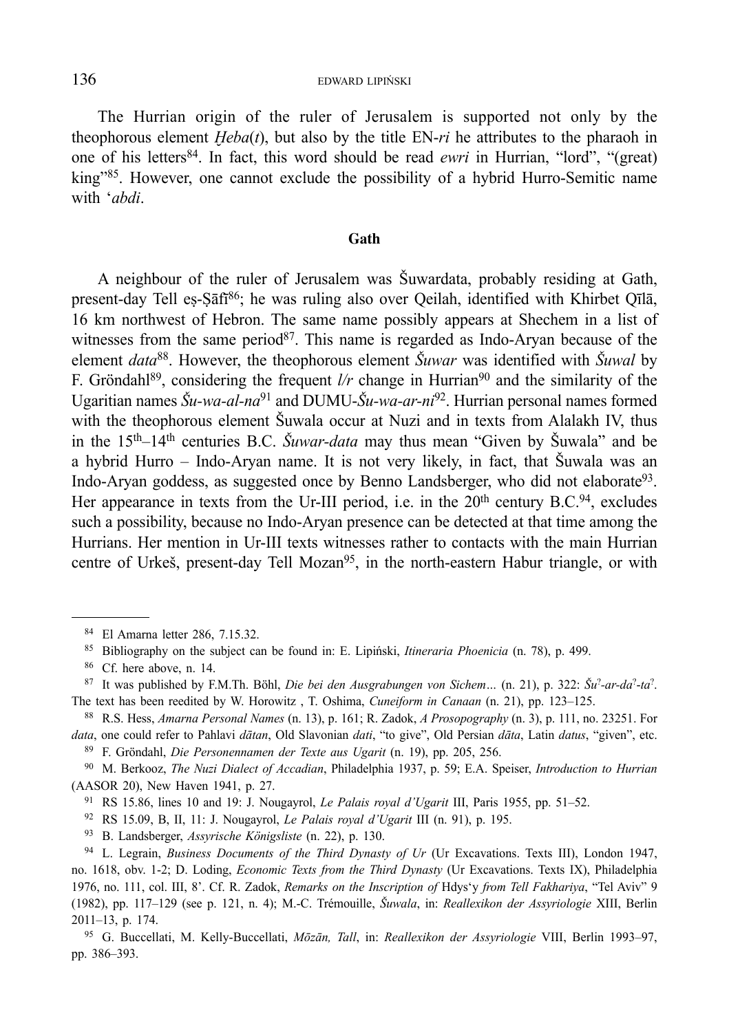The Hurrian origin of the ruler of Jerusalem is supported not only by the theophorous element *Ḫeba*(*t*), but also by the title EN-*ri* he attributes to the pharaoh in one of his letters[84]. In fact, this word should be read *ewri* in Hurrian, "lord", "(great) king"[85]. However, one cannot exclude the possibility of a hybrid Hurro-Semitic name with ʻ*abdi*.

### Gath

A neighbour of the ruler of Jerusalem was Šuwardata, probably residing at Gath, present-day Tell eṣ-Ṣāfī[86]; he was ruling also over Qeilah, identified with Khirbet Qīlā, 16 km northwest of Hebron. The same name possibly appears at Shechem in a list of witnesses from the same period[87]. This name is regarded as Indo-Aryan because of the element *data*[88]. However, the theophorous element *Šuwar* was identified with *Šuwal* by F. Gröndahl[89], considering the frequent *l/r* change in Hurrian[90] and the similarity of the Ugaritian names *Šu-wa-al-na*[91] and DUMU-*Šu-wa-ar-ni*[92]. Hurrian personal names formed with the theophorous element Šuwala occur at Nuzi and in texts from Alalakh IV, thus in the 15th–14th centuries B.C. *Šuwar-data* may thus mean "Given by Šuwala" and be a hybrid Hurro – Indo-Aryan name. It is not very likely, in fact, that Šuwala was an Indo-Aryan goddess, as suggested once by Benno Landsberger, who did not elaborate[93]. Her appearance in texts from the Ur-III period, i.e. in the 20th century B.C.[94], excludes such a possibility, because no Indo-Aryan presence can be detected at that time among the Hurrians. Her mention in Ur-III texts witnesses rather to contacts with the main Hurrian centre of Urkeš, present-day Tell Mozan[95], in the north-eastern Habur triangle, or with

---

[84] El Amarna letter 286, 7.15.32.

[85] Bibliography on the subject can be found in: E. Lipiński, *Itineraria Phoenicia* (n. 78), p. 499.

[86] Cf. here above, n. 14.

[87] It was published by F.M.Th. Böhl, *Die bei den Ausgrabungen von Sichem…* (n. 21), p. 322: *Šu*?-*ar-da*?-*ta*?. The text has been reedited by W. Horowitz , T. Oshima, *Cuneiform in Canaan* (n. 21), pp. 123–125.

[88] R.S. Hess, *Amarna Personal Names* (n. 13), p. 161; R. Zadok, *A Prosopography* (n. 3), p. 111, no. 23251. For *data*, one could refer to Pahlavi *dātan*, Old Slavonian *dati*, "to give", Old Persian *dāta*, Latin *datus*, "given", etc.

[89] F. Gröndahl, *Die Personennamen der Texte aus Ugarit* (n. 19), pp. 205, 256.

[90] M. Berkooz, *The Nuzi Dialect of Accadian*, Philadelphia 1937, p. 59; E.A. Speiser, *Introduction to Hurrian* (AASOR 20), New Haven 1941, p. 27.

[91] RS 15.86, lines 10 and 19: J. Nougayrol, *Le Palais royal d'Ugarit* III, Paris 1955, pp. 51–52.

[92] RS 15.09, B, II, 11: J. Nougayrol, *Le Palais royal d'Ugarit* III (n. 91), p. 195.

[93] B. Landsberger, *Assyrische Königsliste* (n. 22), p. 130.

[94] L. Legrain, *Business Documents of the Third Dynasty of Ur* (Ur Excavations. Texts III), London 1947, no. 1618, obv. 1-2; D. Loding, *Economic Texts from the Third Dynasty* (Ur Excavations. Texts IX), Philadelphia 1976, no. 111, col. III, 8'. Cf. R. Zadok, *Remarks on the Inscription of* Hdysʻy *from Tell Fakhariya*, "Tel Aviv" 9 (1982), pp. 117–129 (see p. 121, n. 4); M.-C. Trémouille, *Šuwala*, in: *Reallexikon der Assyriologie* XIII, Berlin 2011–13, p. 174.

[95] G. Buccellati, M. Kelly-Buccellati, *Mōzān, Tall*, in: *Reallexikon der Assyriologie* VIII, Berlin 1993–97, pp. 386–393.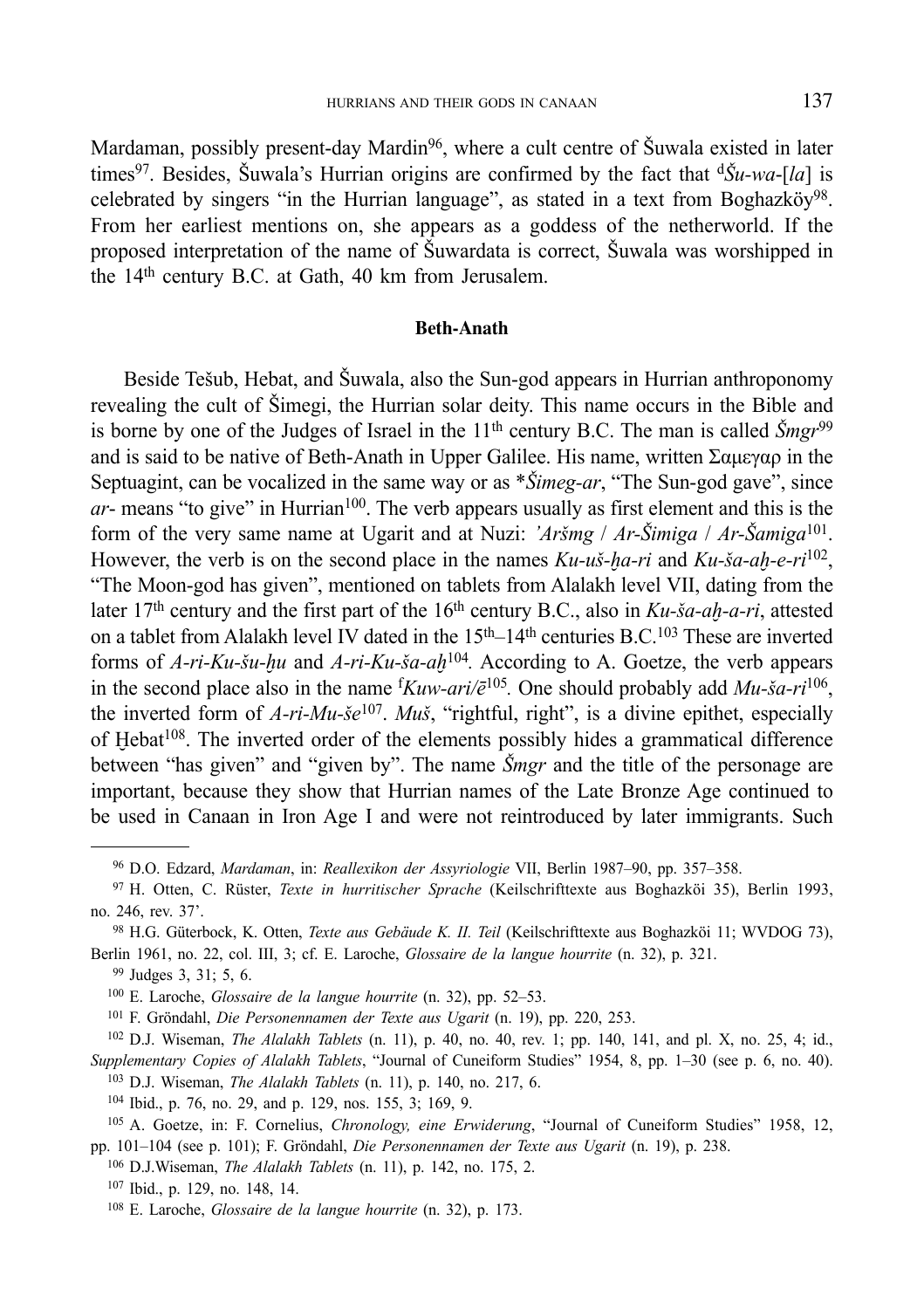Mardaman, possibly present-day Mardin[96], where a cult centre of Šuwala existed in later times[97]. Besides, Šuwala's Hurrian origins are confirmed by the fact that ᵈ*Šu-wa-*[*la*] is celebrated by singers "in the Hurrian language", as stated in a text from Boghazköy[98]. From her earliest mentions on, she appears as a goddess of the netherworld. If the proposed interpretation of the name of Šuwardata is correct, Šuwala was worshipped in the 14th century B.C. at Gath, 40 km from Jerusalem.

**Beth-Anath**

Beside Tešub, Hebat, and Šuwala, also the Sun-god appears in Hurrian anthroponomy revealing the cult of Šimegi, the Hurrian solar deity. This name occurs in the Bible and is borne by one of the Judges of Israel in the 11th century B.C. The man is called *Šmgr*[99] and is said to be native of Beth-Anath in Upper Galilee. His name, written Σαμεγαρ in the Septuagint, can be vocalized in the same way or as \**Šimeg-ar*, "The Sun-god gave", since *ar-* means "to give" in Hurrian[100]. The verb appears usually as first element and this is the form of the very same name at Ugarit and at Nuzi: *'Aršmg* / *Ar-Šimiga* / *Ar-Šamiga*[101]. However, the verb is on the second place in the names *Ku-uš-ḫa-ri* and *Ku-ša-aḫ-e-ri*[102], "The Moon-god has given", mentioned on tablets from Alalakh level VII, dating from the later 17th century and the first part of the 16th century B.C., also in *Ku-ša-aḫ-a-ri*, attested on a tablet from Alalakh level IV dated in the 15th–14th centuries B.C.[103] These are inverted forms of *A-ri-Ku-šu-ḫu* and *A-ri-Ku-ša-aḫ*[104]. According to A. Goetze, the verb appears in the second place also in the name ᶠ*Kuw-ari/ē*[105]. One should probably add *Mu-ša-ri*[106], the inverted form of *A-ri-Mu-še*[107]. *Muš*, "rightful, right", is a divine epithet, especially of Ḫebat[108]. The inverted order of the elements possibly hides a grammatical difference between "has given" and "given by". The name *Šmgr* and the title of the personage are important, because they show that Hurrian names of the Late Bronze Age continued to be used in Canaan in Iron Age I and were not reintroduced by later immigrants. Such

---

[96] D.O. Edzard, *Mardaman*, in: *Reallexikon der Assyriologie* VII, Berlin 1987–90, pp. 357–358.

[97] H. Otten, C. Rüster, *Texte in hurritischer Sprache* (Keilschrifttexte aus Boghazköi 35), Berlin 1993, no. 246, rev. 37'.

[98] H.G. Güterbock, K. Otten, *Texte aus Gebäude K. II. Teil* (Keilschrifttexte aus Boghazköi 11; WVDOG 73), Berlin 1961, no. 22, col. III, 3; cf. E. Laroche, *Glossaire de la langue hourrite* (n. 32), p. 321.

[99] Judges 3, 31; 5, 6.

[100] E. Laroche, *Glossaire de la langue hourrite* (n. 32), pp. 52–53.

[101] F. Gröndahl, *Die Personennamen der Texte aus Ugarit* (n. 19), pp. 220, 253.

[102] D.J. Wiseman, *The Alalakh Tablets* (n. 11), p. 40, no. 40, rev. 1; pp. 140, 141, and pl. X, no. 25, 4; id., *Supplementary Copies of Alalakh Tablets*, "Journal of Cuneiform Studies" 1954, 8, pp. 1–30 (see p. 6, no. 40).

[103] D.J. Wiseman, *The Alalakh Tablets* (n. 11), p. 140, no. 217, 6.

[104] Ibid., p. 76, no. 29, and p. 129, nos. 155, 3; 169, 9.

[105] A. Goetze, in: F. Cornelius, *Chronology, eine Erwiderung*, "Journal of Cuneiform Studies" 1958, 12, pp. 101–104 (see p. 101); F. Gröndahl, *Die Personennamen der Texte aus Ugarit* (n. 19), p. 238.

[106] D.J.Wiseman, *The Alalakh Tablets* (n. 11), p. 142, no. 175, 2.

[107] Ibid., p. 129, no. 148, 14.

[108] E. Laroche, *Glossaire de la langue hourrite* (n. 32), p. 173.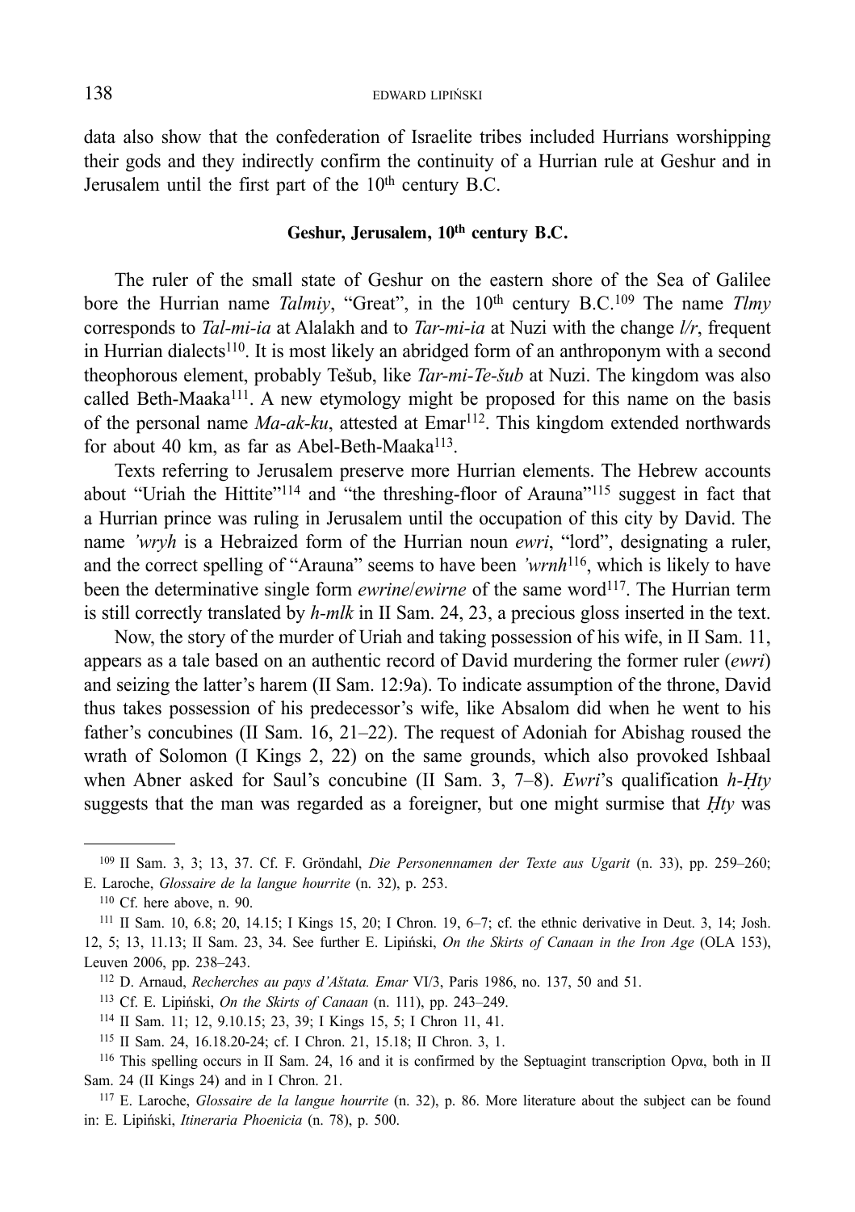data also show that the confederation of Israelite tribes included Hurrians worshipping their gods and they indirectly confirm the continuity of a Hurrian rule at Geshur and in Jerusalem until the first part of the 10th century B.C.

### Geshur, Jerusalem, 10th century B.C.

The ruler of the small state of Geshur on the eastern shore of the Sea of Galilee bore the Hurrian name *Talmiy*, "Great", in the 10th century B.C.[109] The name *Tlmy* corresponds to *Tal-mi-ia* at Alalakh and to *Tar-mi-ia* at Nuzi with the change *l/r*, frequent in Hurrian dialects[110]. It is most likely an abridged form of an anthroponym with a second theophorous element, probably Tešub, like *Tar-mi-Te-šub* at Nuzi. The kingdom was also called Beth-Maaka[111]. A new etymology might be proposed for this name on the basis of the personal name *Ma-ak-ku*, attested at Emar[112]. This kingdom extended northwards for about 40 km, as far as Abel-Beth-Maaka[113].

Texts referring to Jerusalem preserve more Hurrian elements. The Hebrew accounts about "Uriah the Hittite"[114] and "the threshing-floor of Arauna"[115] suggest in fact that a Hurrian prince was ruling in Jerusalem until the occupation of this city by David. The name *'wryh* is a Hebraized form of the Hurrian noun *ewri*, "lord", designating a ruler, and the correct spelling of "Arauna" seems to have been *'wrnh*[116], which is likely to have been the determinative single form *ewrine*/*ewirne* of the same word[117]. The Hurrian term is still correctly translated by *h-mlk* in II Sam. 24, 23, a precious gloss inserted in the text.

Now, the story of the murder of Uriah and taking possession of his wife, in II Sam. 11, appears as a tale based on an authentic record of David murdering the former ruler (*ewri*) and seizing the latter's harem (II Sam. 12:9a). To indicate assumption of the throne, David thus takes possession of his predecessor's wife, like Absalom did when he went to his father's concubines (II Sam. 16, 21–22). The request of Adoniah for Abishag roused the wrath of Solomon (I Kings 2, 22) on the same grounds, which also provoked Ishbaal when Abner asked for Saul's concubine (II Sam. 3, 7–8). *Ewri*'s qualification *h-Ḥty* suggests that the man was regarded as a foreigner, but one might surmise that *Ḥty* was

---

[109] II Sam. 3, 3; 13, 37. Cf. F. Gröndahl, *Die Personennamen der Texte aus Ugarit* (n. 33), pp. 259–260; E. Laroche, *Glossaire de la langue hourrite* (n. 32), p. 253.

[110] Cf. here above, n. 90.

[111] II Sam. 10, 6.8; 20, 14.15; I Kings 15, 20; I Chron. 19, 6–7; cf. the ethnic derivative in Deut. 3, 14; Josh. 12, 5; 13, 11.13; II Sam. 23, 34. See further E. Lipiński, *On the Skirts of Canaan in the Iron Age* (OLA 153), Leuven 2006, pp. 238–243.

[112] D. Arnaud, *Recherches au pays d'Aštata. Emar* VI/3, Paris 1986, no. 137, 50 and 51.

[113] Cf. E. Lipiński, *On the Skirts of Canaan* (n. 111), pp. 243–249.

[114] II Sam. 11; 12, 9.10.15; 23, 39; I Kings 15, 5; I Chron 11, 41.

[115] II Sam. 24, 16.18.20-24; cf. I Chron. 21, 15.18; II Chron. 3, 1.

[116] This spelling occurs in II Sam. 24, 16 and it is confirmed by the Septuagint transcription Ορνα, both in II Sam. 24 (II Kings 24) and in I Chron. 21.

[117] E. Laroche, *Glossaire de la langue hourrite* (n. 32), p. 86. More literature about the subject can be found in: E. Lipiński, *Itineraria Phoenicia* (n. 78), p. 500.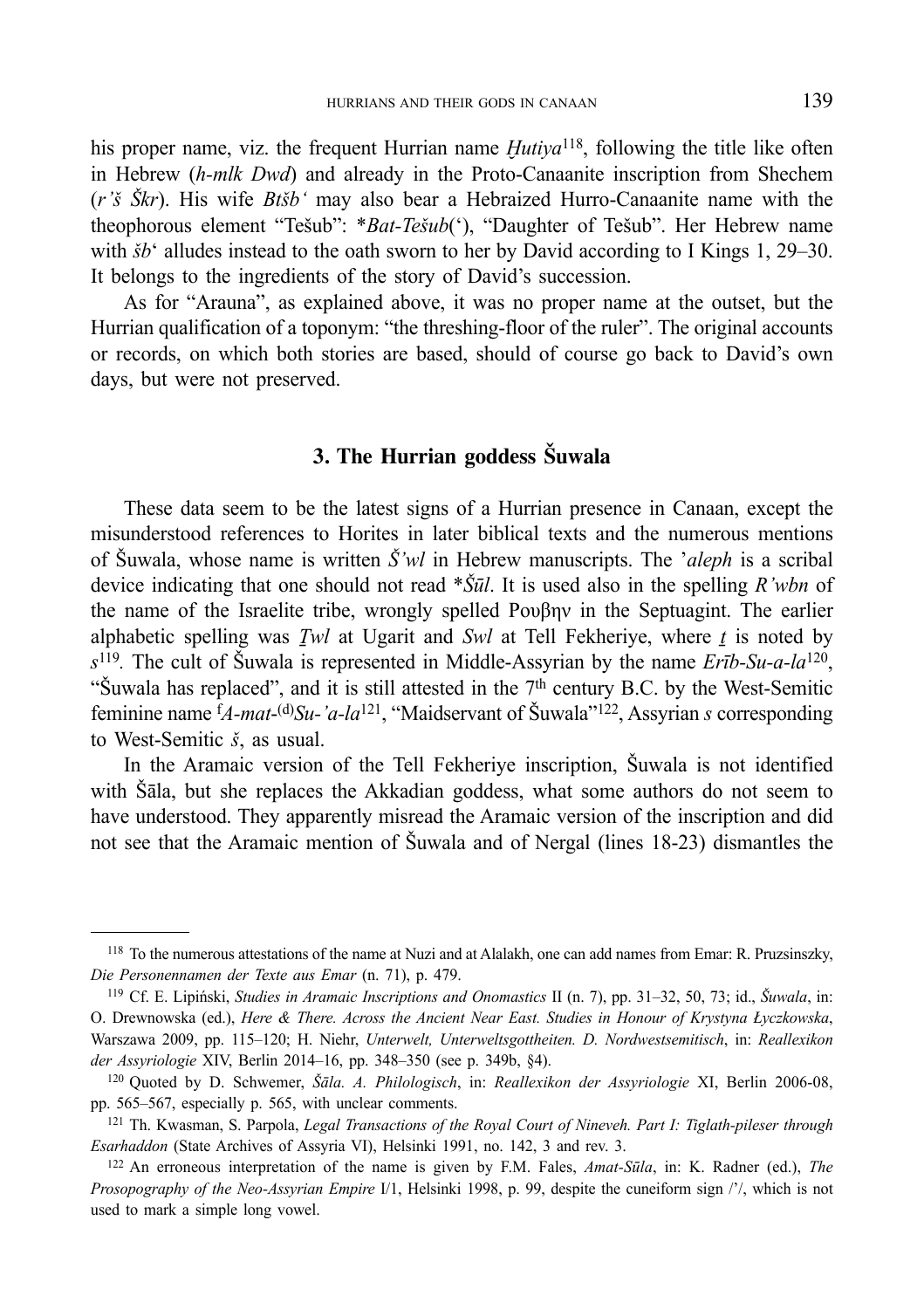his proper name, viz. the frequent Hurrian name *Ḫutiya*[118], following the title like often in Hebrew (*h-mlk Dwd*) and already in the Proto-Canaanite inscription from Shechem (*r'š Škr*). His wife *Btšb'* may also bear a Hebraized Hurro-Canaanite name with the theophorous element "Tešub": **Bat-Tešub*('), "Daughter of Tešub". Her Hebrew name with *šb'* alludes instead to the oath sworn to her by David according to I Kings 1, 29–30. It belongs to the ingredients of the story of David's succession.

As for "Arauna", as explained above, it was no proper name at the outset, but the Hurrian qualification of a toponym: "the threshing-floor of the ruler". The original accounts or records, on which both stories are based, should of course go back to David's own days, but were not preserved.

## 3. The Hurrian goddess Šuwala

These data seem to be the latest signs of a Hurrian presence in Canaan, except the misunderstood references to Horites in later biblical texts and the numerous mentions of Šuwala, whose name is written *Š'wl* in Hebrew manuscripts. The '*aleph* is a scribal device indicating that one should not read **Šūl*. It is used also in the spelling *R'wbn* of the name of the Israelite tribe, wrongly spelled Ρουβην in the Septuagint. The earlier alphabetic spelling was *Ṯwl* at Ugarit and *Swl* at Tell Fekheriye, where *ṯ* is noted by *s*[119]. The cult of Šuwala is represented in Middle-Assyrian by the name *Erīb-Su-a-la*[120], "Šuwala has replaced", and it is still attested in the 7th century B.C. by the West-Semitic feminine name ᶠ*A-mat-*⁽ᵈ⁾*Su-'a-la*[121], "Maidservant of Šuwala"[122], Assyrian *s* corresponding to West-Semitic *š*, as usual.

In the Aramaic version of the Tell Fekheriye inscription, Šuwala is not identified with Šāla, but she replaces the Akkadian goddess, what some authors do not seem to have understood. They apparently misread the Aramaic version of the inscription and did not see that the Aramaic mention of Šuwala and of Nergal (lines 18-23) dismantles the

---

[118] To the numerous attestations of the name at Nuzi and at Alalakh, one can add names from Emar: R. Pruzsinszky, *Die Personennamen der Texte aus Emar* (n. 71), p. 479.

[119] Cf. E. Lipiński, *Studies in Aramaic Inscriptions and Onomastics* II (n. 7), pp. 31–32, 50, 73; id., *Šuwala*, in: O. Drewnowska (ed.), *Here & There. Across the Ancient Near East. Studies in Honour of Krystyna Łyczkowska*, Warszawa 2009, pp. 115–120; H. Niehr, *Unterwelt, Unterweltsgottheiten. D. Nordwestsemitisch*, in: *Reallexikon der Assyriologie* XIV, Berlin 2014–16, pp. 348–350 (see p. 349b, §4).

[120] Quoted by D. Schwemer, *Šāla. A. Philologisch*, in: *Reallexikon der Assyriologie* XI, Berlin 2006-08, pp. 565–567, especially p. 565, with unclear comments.

[121] Th. Kwasman, S. Parpola, *Legal Transactions of the Royal Court of Nineveh. Part I: Tiglath-pileser through Esarhaddon* (State Archives of Assyria VI), Helsinki 1991, no. 142, 3 and rev. 3.

[122] An erroneous interpretation of the name is given by F.M. Fales, *Amat-Sūla*, in: K. Radner (ed.), *The Prosopography of the Neo-Assyrian Empire* I/1, Helsinki 1998, p. 99, despite the cuneiform sign /'/, which is not used to mark a simple long vowel.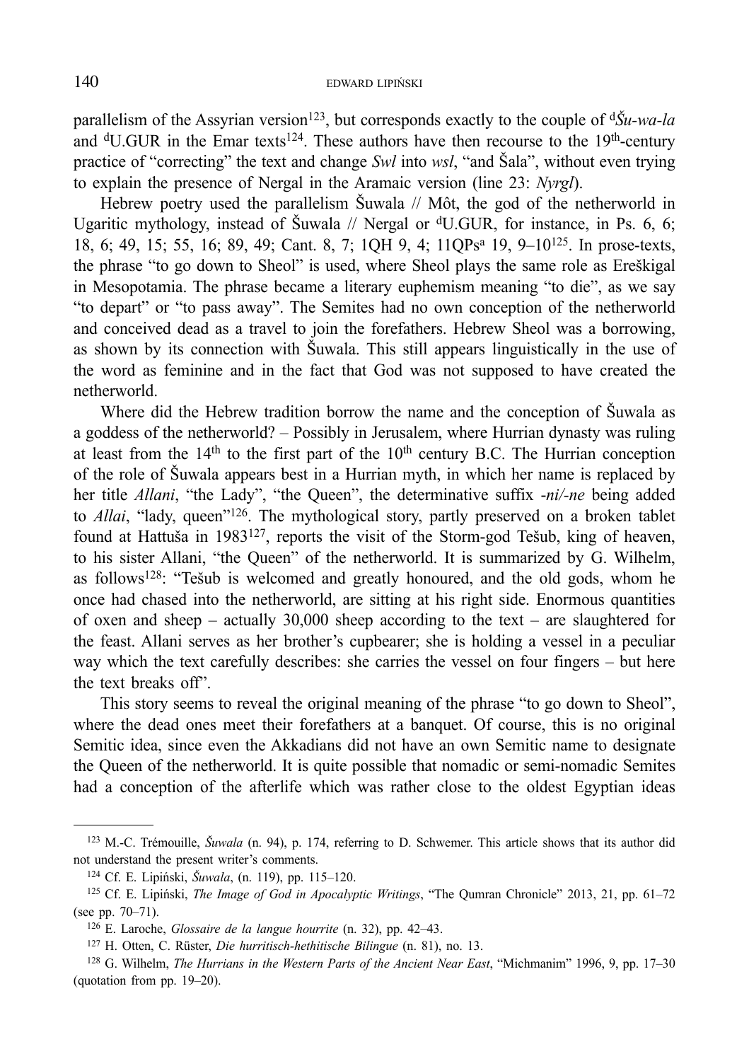parallelism of the Assyrian version[123], but corresponds exactly to the couple of [d]*Šu-wa-la* and [d]U.GUR in the Emar texts[124]. These authors have then recourse to the 19th-century practice of "correcting" the text and change *Swl* into *wsl*, "and Šala", without even trying to explain the presence of Nergal in the Aramaic version (line 23: *Nyrgl*).

Hebrew poetry used the parallelism Šuwala // Môt, the god of the netherworld in Ugaritic mythology, instead of Šuwala // Nergal or [d]U.GUR, for instance, in Ps. 6, 6; 18, 6; 49, 15; 55, 16; 89, 49; Cant. 8, 7; 1QH 9, 4; 11QPs[a] 19, 9–10[125]. In prose-texts, the phrase "to go down to Sheol" is used, where Sheol plays the same role as Ereškigal in Mesopotamia. The phrase became a literary euphemism meaning "to die", as we say "to depart" or "to pass away". The Semites had no own conception of the netherworld and conceived dead as a travel to join the forefathers. Hebrew Sheol was a borrowing, as shown by its connection with Šuwala. This still appears linguistically in the use of the word as feminine and in the fact that God was not supposed to have created the netherworld.

Where did the Hebrew tradition borrow the name and the conception of Šuwala as a goddess of the netherworld? – Possibly in Jerusalem, where Hurrian dynasty was ruling at least from the 14th to the first part of the 10th century B.C. The Hurrian conception of the role of Šuwala appears best in a Hurrian myth, in which her name is replaced by her title *Allani*, "the Lady", "the Queen", the determinative suffix *-ni/-ne* being added to *Allai*, "lady, queen"[126]. The mythological story, partly preserved on a broken tablet found at Hattuša in 1983[127], reports the visit of the Storm-god Tešub, king of heaven, to his sister Allani, "the Queen" of the netherworld. It is summarized by G. Wilhelm, as follows[128]: "Tešub is welcomed and greatly honoured, and the old gods, whom he once had chased into the netherworld, are sitting at his right side. Enormous quantities of oxen and sheep – actually 30,000 sheep according to the text – are slaughtered for the feast. Allani serves as her brother's cupbearer; she is holding a vessel in a peculiar way which the text carefully describes: she carries the vessel on four fingers – but here the text breaks off".

This story seems to reveal the original meaning of the phrase "to go down to Sheol", where the dead ones meet their forefathers at a banquet. Of course, this is no original Semitic idea, since even the Akkadians did not have an own Semitic name to designate the Queen of the netherworld. It is quite possible that nomadic or semi-nomadic Semites had a conception of the afterlife which was rather close to the oldest Egyptian ideas

---

[123] M.-C. Trémouille, *Šuwala* (n. 94), p. 174, referring to D. Schwemer. This article shows that its author did not understand the present writer's comments.

[124] Cf. E. Lipiński, *Šuwala*, (n. 119), pp. 115–120.

[125] Cf. E. Lipiński, *The Image of God in Apocalyptic Writings*, "The Qumran Chronicle" 2013, 21, pp. 61–72 (see pp. 70–71).

[126] E. Laroche, *Glossaire de la langue hourrite* (n. 32), pp. 42–43.

[127] H. Otten, C. Rüster, *Die hurritisch-hethitische Bilingue* (n. 81), no. 13.

[128] G. Wilhelm, *The Hurrians in the Western Parts of the Ancient Near East*, "Michmanim" 1996, 9, pp. 17–30 (quotation from pp. 19–20).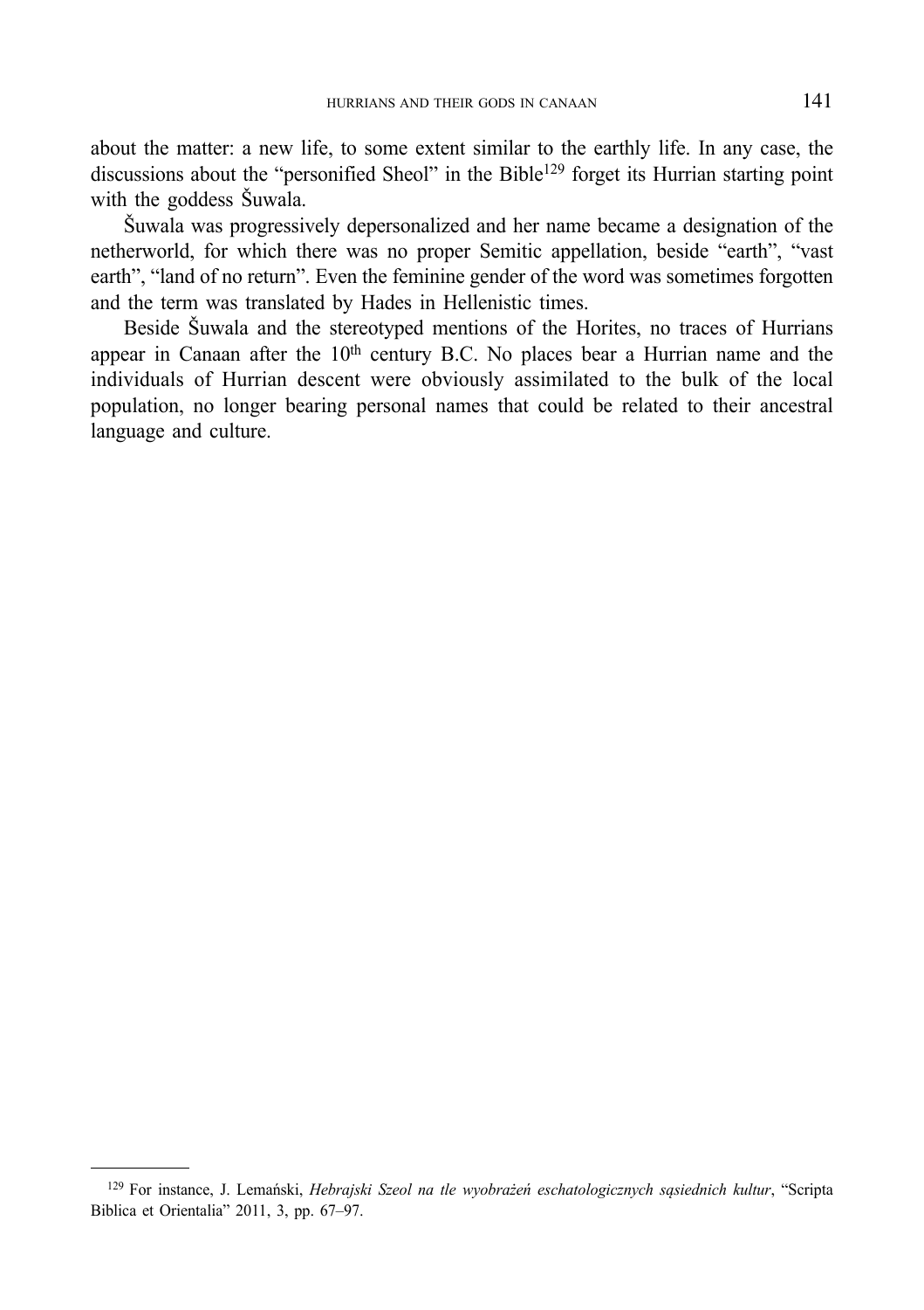about the matter: a new life, to some extent similar to the earthly life. In any case, the discussions about the "personified Sheol" in the Bible[129] forget its Hurrian starting point with the goddess Šuwala.

Šuwala was progressively depersonalized and her name became a designation of the netherworld, for which there was no proper Semitic appellation, beside "earth", "vast earth", "land of no return". Even the feminine gender of the word was sometimes forgotten and the term was translated by Hades in Hellenistic times.

Beside Šuwala and the stereotyped mentions of the Horites, no traces of Hurrians appear in Canaan after the 10th century B.C. No places bear a Hurrian name and the individuals of Hurrian descent were obviously assimilated to the bulk of the local population, no longer bearing personal names that could be related to their ancestral language and culture.

---

[129] For instance, J. Lemański, *Hebrajski Szeol na tle wyobrażeń eschatologicznych sąsiednich kultur*, "Scripta Biblica et Orientalia" 2011, 3, pp. 67–97.